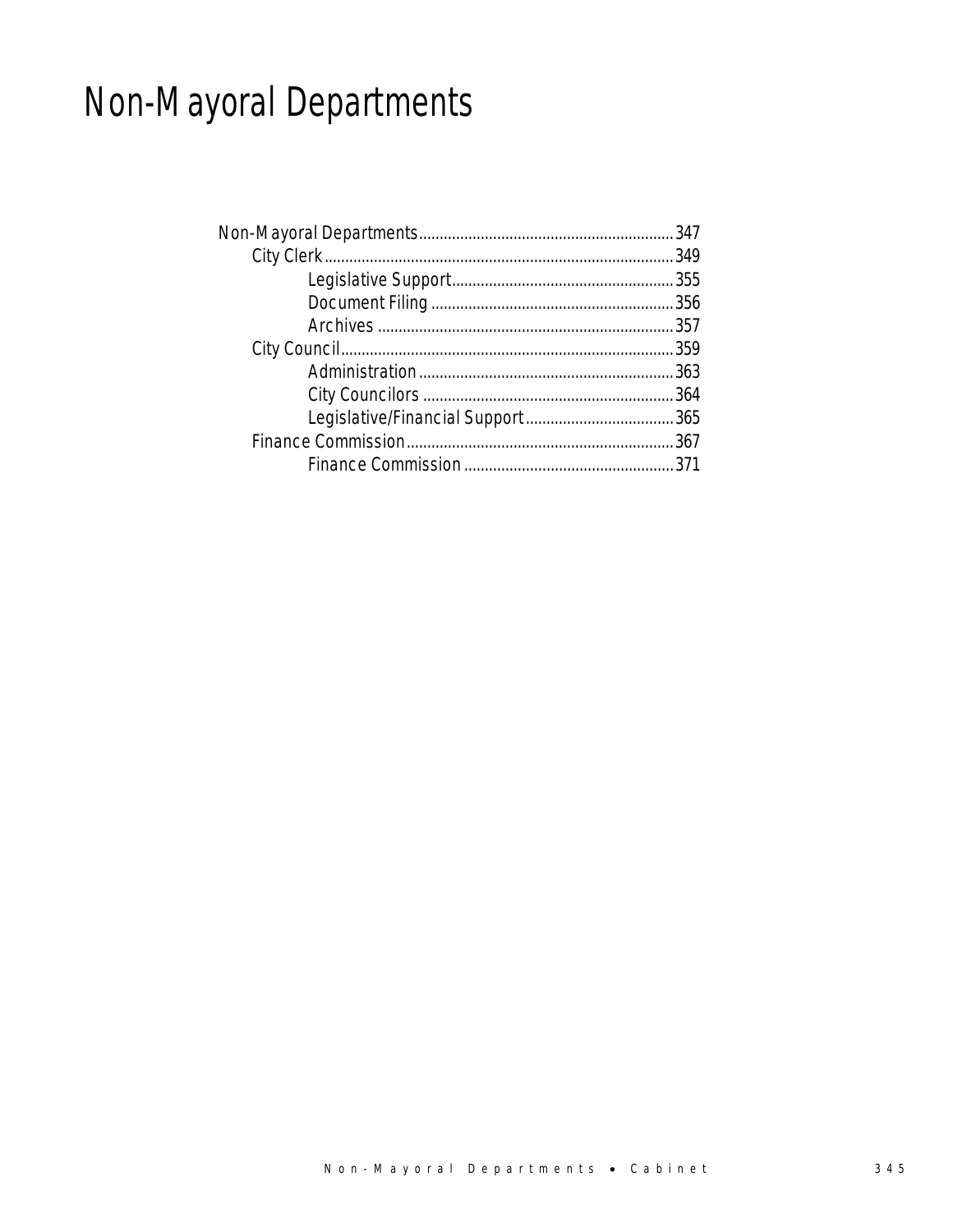# Non-Mayoral Departments

- Non-Mayoral Departments .......... 347
  - City Clerk .......... 349
    - Legislative Support .......... 355
    - Document Filing .......... 356
    - Archives .......... 357
  - City Council .......... 359
    - Administration .......... 363
    - City Councilors .......... 364
    - Legislative/Financial Support .......... 365
  - Finance Commission .......... 367
    - Finance Commission .......... 371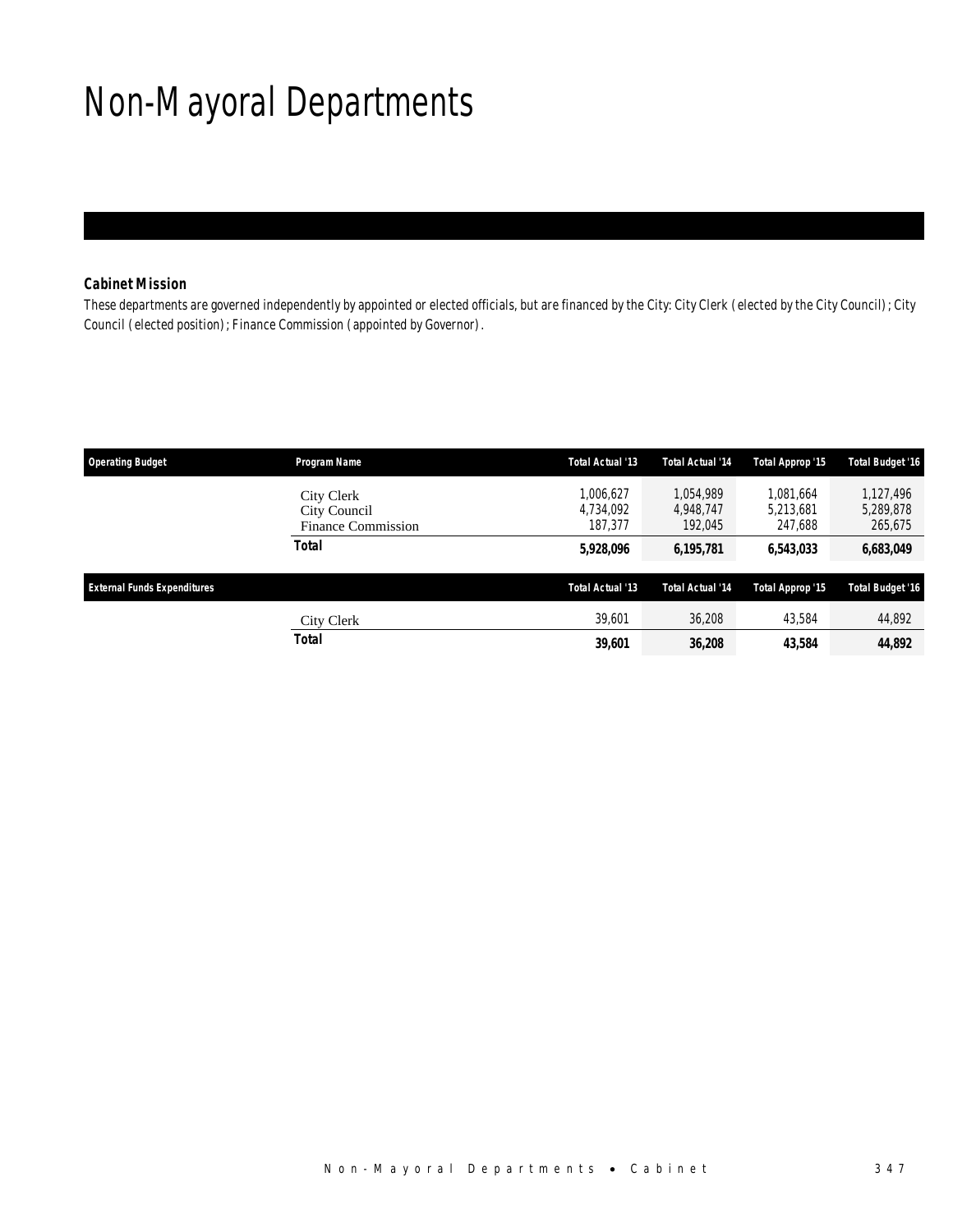# Non-Mayoral Departments

### Cabinet Mission

*These departments are governed independently by appointed or elected officials, but are financed by the City: City Clerk (elected by the City Council); City Council (elected position); Finance Commission (appointed by Governor).*

| Operating Budget | Program Name | Total Actual '13 | Total Actual '14 | Total Approp '15 | Total Budget '16 |
|---|---|---|---|---|---|
| | City Clerk | 1,006,627 | 1,054,989 | 1,081,664 | 1,127,496 |
| | City Council | 4,734,092 | 4,948,747 | 5,213,681 | 5,289,878 |
| | Finance Commission | 187,377 | 192,045 | 247,688 | 265,675 |
| | **Total** | **5,928,096** | **6,195,781** | **6,543,033** | **6,683,049** |

| External Funds Expenditures | | Total Actual '13 | Total Actual '14 | Total Approp '15 | Total Budget '16 |
|---|---|---|---|---|---|
| | City Clerk | 39,601 | 36,208 | 43,584 | 44,892 |
| | **Total** | **39,601** | **36,208** | **43,584** | **44,892** |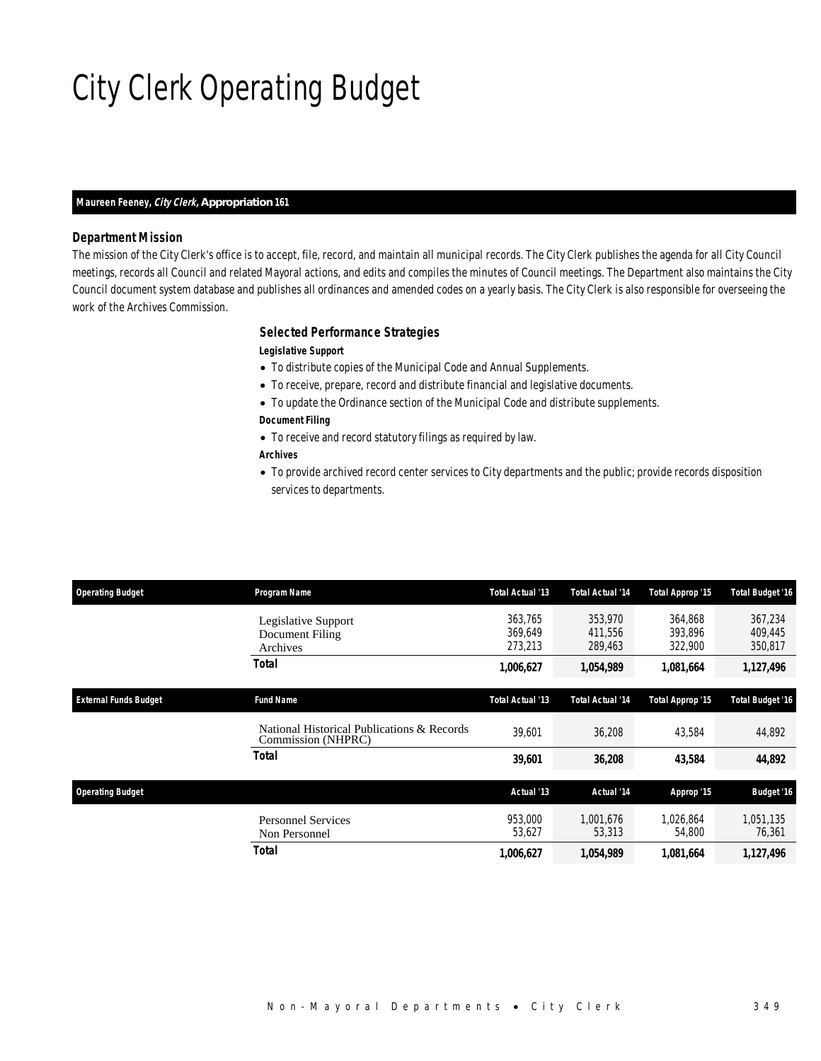# City Clerk Operating Budget

**Maureen Feeney, *City Clerk*, Appropriation 161**

### *Department Mission*

*The mission of the City Clerk's office is to accept, file, record, and maintain all municipal records. The City Clerk publishes the agenda for all City Council meetings, records all Council and related Mayoral actions, and edits and compiles the minutes of Council meetings. The Department also maintains the City Council document system database and publishes all ordinances and amended codes on a yearly basis. The City Clerk is also responsible for overseeing the work of the Archives Commission.*

### *Selected Performance Strategies*

***Legislative Support***

- To distribute copies of the Municipal Code and Annual Supplements.
- To receive, prepare, record and distribute financial and legislative documents.
- To update the Ordinance section of the Municipal Code and distribute supplements.

***Document Filing***

- To receive and record statutory filings as required by law.

***Archives***

- To provide archived record center services to City departments and the public; provide records disposition services to departments.

| Operating Budget | Program Name | Total Actual '13 | Total Actual '14 | Total Approp '15 | Total Budget '16 |
|---|---|---|---|---|---|
| | Legislative Support | 363,765 | 353,970 | 364,868 | 367,234 |
| | Document Filing | 369,649 | 411,556 | 393,896 | 409,445 |
| | Archives | 273,213 | 289,463 | 322,900 | 350,817 |
| | **Total** | **1,006,627** | **1,054,989** | **1,081,664** | **1,127,496** |

| External Funds Budget | Fund Name | Total Actual '13 | Total Actual '14 | Total Approp '15 | Total Budget '16 |
|---|---|---|---|---|---|
| | National Historical Publications & Records Commission (NHPRC) | 39,601 | 36,208 | 43,584 | 44,892 |
| | **Total** | **39,601** | **36,208** | **43,584** | **44,892** |

| Operating Budget | | Actual '13 | Actual '14 | Approp '15 | Budget '16 |
|---|---|---|---|---|---|
| | Personnel Services | 953,000 | 1,001,676 | 1,026,864 | 1,051,135 |
| | Non Personnel | 53,627 | 53,313 | 54,800 | 76,361 |
| | **Total** | **1,006,627** | **1,054,989** | **1,081,664** | **1,127,496** |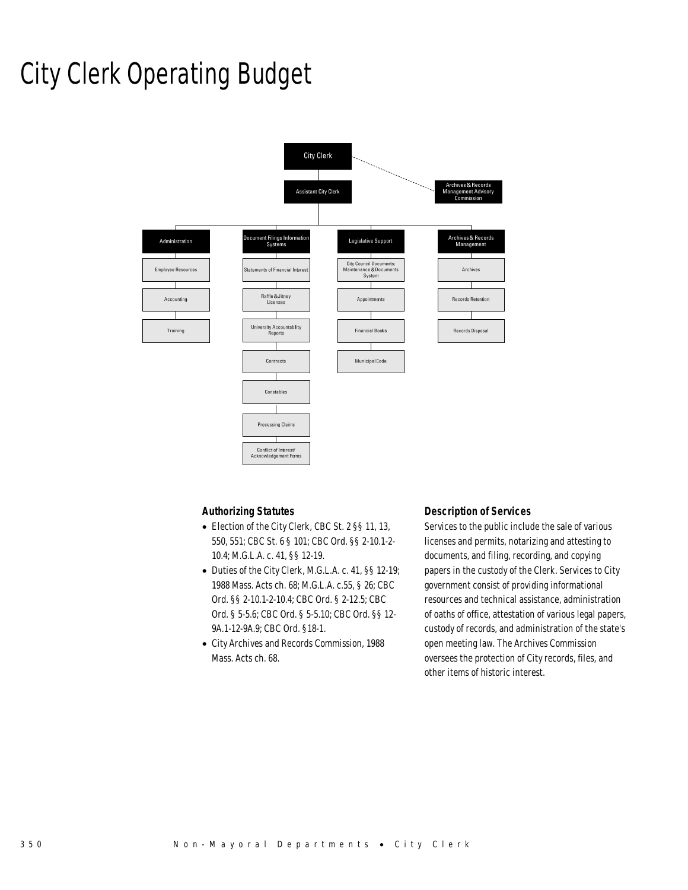# City Clerk Operating Budget

- City Clerk
  - Archives & Records Management Advisory Commission
  - Assistant City Clerk
    - Administration
      - Employee Resources
      - Accounting
      - Training
    - Document Filings Information Systems
      - Statements of Financial Interest
      - Raffle & Jitney Licenses
      - University Accountability Reports
      - Contracts
      - Constables
      - Processing Claims
      - Conflict of Interest/ Acknowledgement Forms
    - Legislative Support
      - City Council Documents: Maintenance & Documents System
      - Appointments
      - Financial Books
      - Municipal Code
    - Archives & Records Management
      - Archives
      - Records Retention
      - Records Disposal

### Authorizing Statutes

- Election of the City Clerk, CBC St. 2 §§ 11, 13, 550, 551; CBC St. 6 § 101; CBC Ord. §§ 2-10.1-2-10.4; M.G.L.A. c. 41, §§ 12-19.
- Duties of the City Clerk, M.G.L.A. c. 41, §§ 12-19; 1988 Mass. Acts ch. 68; M.G.L.A. c.55, § 26; CBC Ord. §§ 2-10.1-2-10.4; CBC Ord. § 2-12.5; CBC Ord. § 5-5.6; CBC Ord. § 5-5.10; CBC Ord. §§ 12-9A.1-12-9A.9; CBC Ord. §18-1.
- City Archives and Records Commission, 1988 Mass. Acts ch. 68.

### Description of Services

Services to the public include the sale of various licenses and permits, notarizing and attesting to documents, and filing, recording, and copying papers in the custody of the Clerk. Services to City government consist of providing informational resources and technical assistance, administration of oaths of office, attestation of various legal papers, custody of records, and administration of the state's open meeting law. The Archives Commission oversees the protection of City records, files, and other items of historic interest.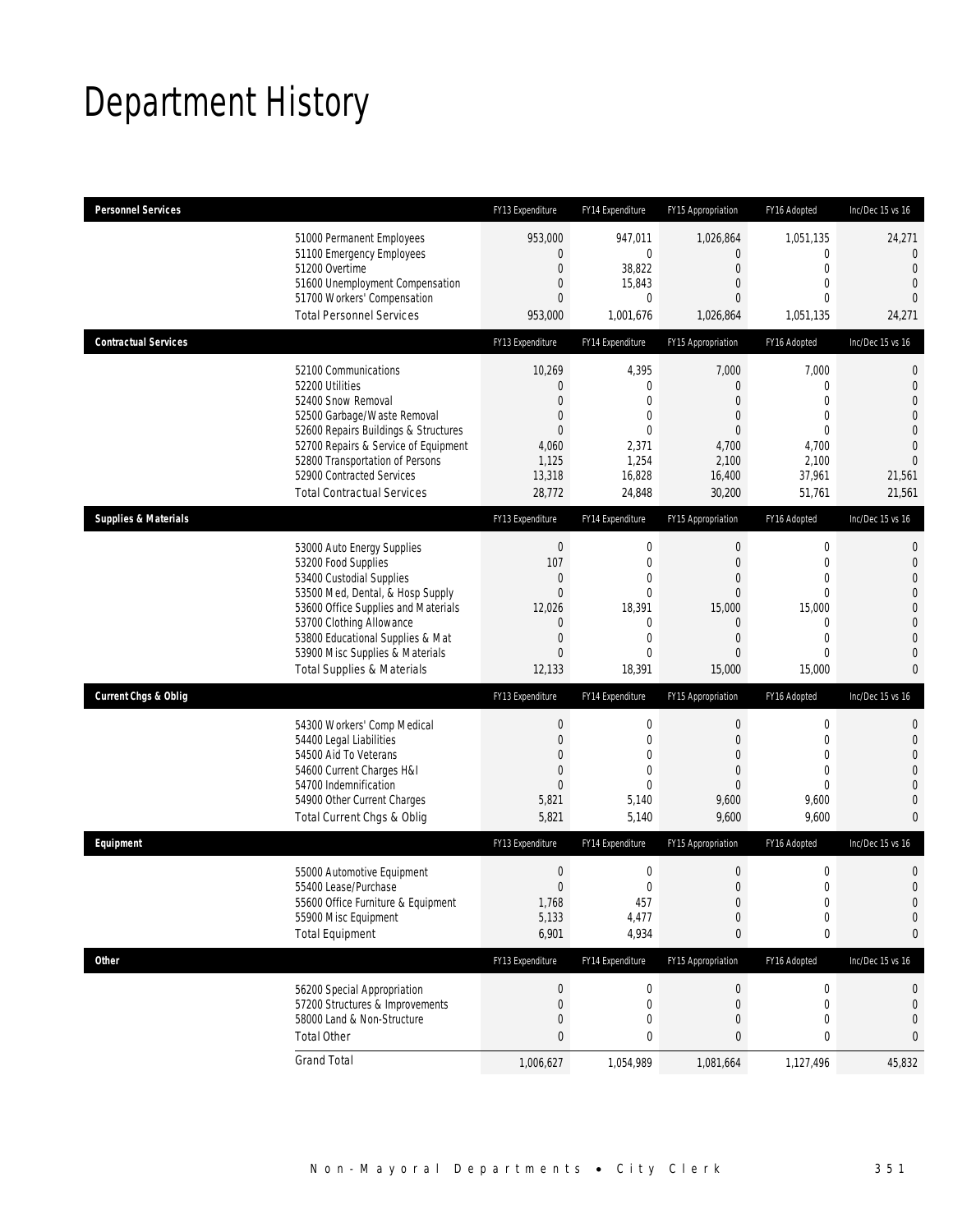# Department History

| Personnel Services | FY13 Expenditure | FY14 Expenditure | FY15 Appropriation | FY16 Adopted | Inc/Dec 15 vs 16 |
|---|---|---|---|---|---|
| 51000 Permanent Employees | 953,000 | 947,011 | 1,026,864 | 1,051,135 | 24,271 |
| 51100 Emergency Employees | 0 | 0 | 0 | 0 | 0 |
| 51200 Overtime | 0 | 38,822 | 0 | 0 | 0 |
| 51600 Unemployment Compensation | 0 | 15,843 | 0 | 0 | 0 |
| 51700 Workers' Compensation | 0 | 0 | 0 | 0 | 0 |
| Total Personnel Services | 953,000 | 1,001,676 | 1,026,864 | 1,051,135 | 24,271 |

| Contractual Services | FY13 Expenditure | FY14 Expenditure | FY15 Appropriation | FY16 Adopted | Inc/Dec 15 vs 16 |
|---|---|---|---|---|---|
| 52100 Communications | 10,269 | 4,395 | 7,000 | 7,000 | 0 |
| 52200 Utilities | 0 | 0 | 0 | 0 | 0 |
| 52400 Snow Removal | 0 | 0 | 0 | 0 | 0 |
| 52500 Garbage/Waste Removal | 0 | 0 | 0 | 0 | 0 |
| 52600 Repairs Buildings & Structures | 0 | 0 | 0 | 0 | 0 |
| 52700 Repairs & Service of Equipment | 4,060 | 2,371 | 4,700 | 4,700 | 0 |
| 52800 Transportation of Persons | 1,125 | 1,254 | 2,100 | 2,100 | 0 |
| 52900 Contracted Services | 13,318 | 16,828 | 16,400 | 37,961 | 21,561 |
| Total Contractual Services | 28,772 | 24,848 | 30,200 | 51,761 | 21,561 |

| Supplies & Materials | FY13 Expenditure | FY14 Expenditure | FY15 Appropriation | FY16 Adopted | Inc/Dec 15 vs 16 |
|---|---|---|---|---|---|
| 53000 Auto Energy Supplies | 0 | 0 | 0 | 0 | 0 |
| 53200 Food Supplies | 107 | 0 | 0 | 0 | 0 |
| 53400 Custodial Supplies | 0 | 0 | 0 | 0 | 0 |
| 53500 Med, Dental, & Hosp Supply | 0 | 0 | 0 | 0 | 0 |
| 53600 Office Supplies and Materials | 12,026 | 18,391 | 15,000 | 15,000 | 0 |
| 53700 Clothing Allowance | 0 | 0 | 0 | 0 | 0 |
| 53800 Educational Supplies & Mat | 0 | 0 | 0 | 0 | 0 |
| 53900 Misc Supplies & Materials | 0 | 0 | 0 | 0 | 0 |
| Total Supplies & Materials | 12,133 | 18,391 | 15,000 | 15,000 | 0 |

| Current Chgs & Oblig | FY13 Expenditure | FY14 Expenditure | FY15 Appropriation | FY16 Adopted | Inc/Dec 15 vs 16 |
|---|---|---|---|---|---|
| 54300 Workers' Comp Medical | 0 | 0 | 0 | 0 | 0 |
| 54400 Legal Liabilities | 0 | 0 | 0 | 0 | 0 |
| 54500 Aid To Veterans | 0 | 0 | 0 | 0 | 0 |
| 54600 Current Charges H&I | 0 | 0 | 0 | 0 | 0 |
| 54700 Indemnification | 0 | 0 | 0 | 0 | 0 |
| 54900 Other Current Charges | 5,821 | 5,140 | 9,600 | 9,600 | 0 |
| Total Current Chgs & Oblig | 5,821 | 5,140 | 9,600 | 9,600 | 0 |

| Equipment | FY13 Expenditure | FY14 Expenditure | FY15 Appropriation | FY16 Adopted | Inc/Dec 15 vs 16 |
|---|---|---|---|---|---|
| 55000 Automotive Equipment | 0 | 0 | 0 | 0 | 0 |
| 55400 Lease/Purchase | 0 | 0 | 0 | 0 | 0 |
| 55600 Office Furniture & Equipment | 1,768 | 457 | 0 | 0 | 0 |
| 55900 Misc Equipment | 5,133 | 4,477 | 0 | 0 | 0 |
| Total Equipment | 6,901 | 4,934 | 0 | 0 | 0 |

| Other | FY13 Expenditure | FY14 Expenditure | FY15 Appropriation | FY16 Adopted | Inc/Dec 15 vs 16 |
|---|---|---|---|---|---|
| 56200 Special Appropriation | 0 | 0 | 0 | 0 | 0 |
| 57200 Structures & Improvements | 0 | 0 | 0 | 0 | 0 |
| 58000 Land & Non-Structure | 0 | 0 | 0 | 0 | 0 |
| Total Other | 0 | 0 | 0 | 0 | 0 |
| Grand Total | 1,006,627 | 1,054,989 | 1,081,664 | 1,127,496 | 45,832 |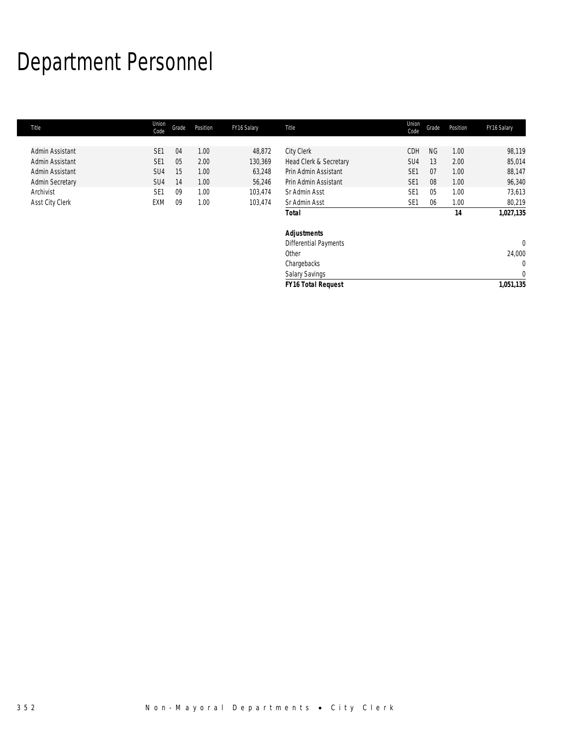# Department Personnel

| Title | Union Code | Grade | Position | FY16 Salary | Title | Union Code | Grade | Position | FY16 Salary |
|---|---|---|---|---|---|---|---|---|---|
| Admin Assistant | SE1 | 04 | 1.00 | 48,872 | City Clerk | CDH | NG | 1.00 | 98,119 |
| Admin Assistant | SE1 | 05 | 2.00 | 130,369 | Head Clerk & Secretary | SU4 | 13 | 2.00 | 85,014 |
| Admin Assistant | SU4 | 15 | 1.00 | 63,248 | Prin Admin Assistant | SE1 | 07 | 1.00 | 88,147 |
| Admin Secretary | SU4 | 14 | 1.00 | 56,246 | Prin Admin Assistant | SE1 | 08 | 1.00 | 96,340 |
| Archivist | SE1 | 09 | 1.00 | 103,474 | Sr Admin Asst | SE1 | 05 | 1.00 | 73,613 |
| Asst City Clerk | EXM | 09 | 1.00 | 103,474 | Sr Admin Asst | SE1 | 06 | 1.00 | 80,219 |
| | | | | | ***Total*** | | | **14** | **1,027,135** |
| | | | | | | | | | |
| | | | | | ***Adjustments*** | | | | |
| | | | | | Differential Payments | | | | 0 |
| | | | | | Other | | | | 24,000 |
| | | | | | Chargebacks | | | | 0 |
| | | | | | Salary Savings | | | | 0 |
| | | | | | ***FY16 Total Request*** | | | | **1,051,135** |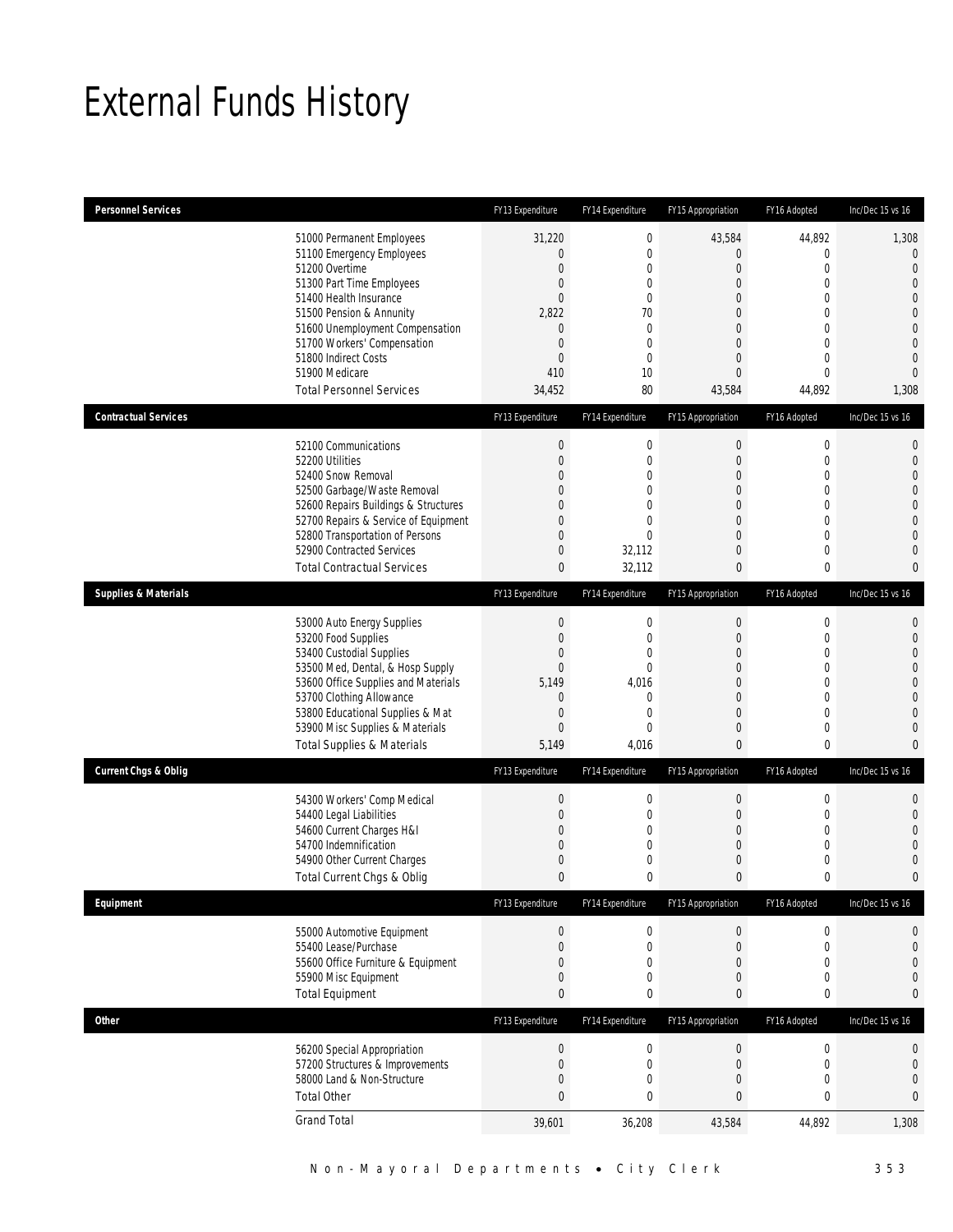# External Funds History

| Personnel Services | FY13 Expenditure | FY14 Expenditure | FY15 Appropriation | FY16 Adopted | Inc/Dec 15 vs 16 |
|---|---|---|---|---|---|
| 51000 Permanent Employees | 31,220 | 0 | 43,584 | 44,892 | 1,308 |
| 51100 Emergency Employees | 0 | 0 | 0 | 0 | 0 |
| 51200 Overtime | 0 | 0 | 0 | 0 | 0 |
| 51300 Part Time Employees | 0 | 0 | 0 | 0 | 0 |
| 51400 Health Insurance | 0 | 0 | 0 | 0 | 0 |
| 51500 Pension & Annunity | 2,822 | 70 | 0 | 0 | 0 |
| 51600 Unemployment Compensation | 0 | 0 | 0 | 0 | 0 |
| 51700 Workers' Compensation | 0 | 0 | 0 | 0 | 0 |
| 51800 Indirect Costs | 0 | 0 | 0 | 0 | 0 |
| 51900 Medicare | 410 | 10 | 0 | 0 | 0 |
| Total Personnel Services | 34,452 | 80 | 43,584 | 44,892 | 1,308 |

| Contractual Services | FY13 Expenditure | FY14 Expenditure | FY15 Appropriation | FY16 Adopted | Inc/Dec 15 vs 16 |
|---|---|---|---|---|---|
| 52100 Communications | 0 | 0 | 0 | 0 | 0 |
| 52200 Utilities | 0 | 0 | 0 | 0 | 0 |
| 52400 Snow Removal | 0 | 0 | 0 | 0 | 0 |
| 52500 Garbage/Waste Removal | 0 | 0 | 0 | 0 | 0 |
| 52600 Repairs Buildings & Structures | 0 | 0 | 0 | 0 | 0 |
| 52700 Repairs & Service of Equipment | 0 | 0 | 0 | 0 | 0 |
| 52800 Transportation of Persons | 0 | 0 | 0 | 0 | 0 |
| 52900 Contracted Services | 0 | 32,112 | 0 | 0 | 0 |
| Total Contractual Services | 0 | 32,112 | 0 | 0 | 0 |

| Supplies & Materials | FY13 Expenditure | FY14 Expenditure | FY15 Appropriation | FY16 Adopted | Inc/Dec 15 vs 16 |
|---|---|---|---|---|---|
| 53000 Auto Energy Supplies | 0 | 0 | 0 | 0 | 0 |
| 53200 Food Supplies | 0 | 0 | 0 | 0 | 0 |
| 53400 Custodial Supplies | 0 | 0 | 0 | 0 | 0 |
| 53500 Med, Dental, & Hosp Supply | 0 | 0 | 0 | 0 | 0 |
| 53600 Office Supplies and Materials | 5,149 | 4,016 | 0 | 0 | 0 |
| 53700 Clothing Allowance | 0 | 0 | 0 | 0 | 0 |
| 53800 Educational Supplies & Mat | 0 | 0 | 0 | 0 | 0 |
| 53900 Misc Supplies & Materials | 0 | 0 | 0 | 0 | 0 |
| Total Supplies & Materials | 5,149 | 4,016 | 0 | 0 | 0 |

| Current Chgs & Oblig | FY13 Expenditure | FY14 Expenditure | FY15 Appropriation | FY16 Adopted | Inc/Dec 15 vs 16 |
|---|---|---|---|---|---|
| 54300 Workers' Comp Medical | 0 | 0 | 0 | 0 | 0 |
| 54400 Legal Liabilities | 0 | 0 | 0 | 0 | 0 |
| 54600 Current Charges H&I | 0 | 0 | 0 | 0 | 0 |
| 54700 Indemnification | 0 | 0 | 0 | 0 | 0 |
| 54900 Other Current Charges | 0 | 0 | 0 | 0 | 0 |
| Total Current Chgs & Oblig | 0 | 0 | 0 | 0 | 0 |

| Equipment | FY13 Expenditure | FY14 Expenditure | FY15 Appropriation | FY16 Adopted | Inc/Dec 15 vs 16 |
|---|---|---|---|---|---|
| 55000 Automotive Equipment | 0 | 0 | 0 | 0 | 0 |
| 55400 Lease/Purchase | 0 | 0 | 0 | 0 | 0 |
| 55600 Office Furniture & Equipment | 0 | 0 | 0 | 0 | 0 |
| 55900 Misc Equipment | 0 | 0 | 0 | 0 | 0 |
| Total Equipment | 0 | 0 | 0 | 0 | 0 |

| Other | FY13 Expenditure | FY14 Expenditure | FY15 Appropriation | FY16 Adopted | Inc/Dec 15 vs 16 |
|---|---|---|---|---|---|
| 56200 Special Appropriation | 0 | 0 | 0 | 0 | 0 |
| 57200 Structures & Improvements | 0 | 0 | 0 | 0 | 0 |
| 58000 Land & Non-Structure | 0 | 0 | 0 | 0 | 0 |
| Total Other | 0 | 0 | 0 | 0 | 0 |
| Grand Total | 39,601 | 36,208 | 43,584 | 44,892 | 1,308 |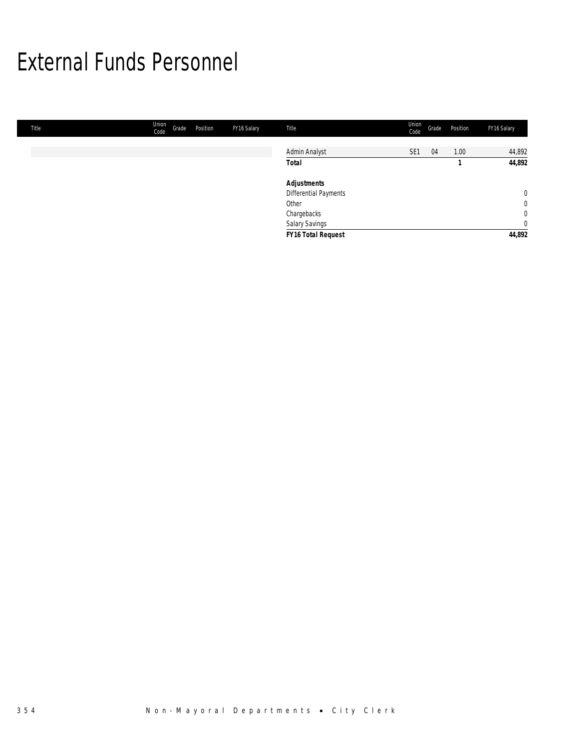# External Funds Personnel

| Title | Union Code | Grade | Position | FY16 Salary |
|---|---|---|---|---|
| Admin Analyst | SE1 | 04 | 1.00 | 44,892 |
| **Total** | | | **1** | **44,892** |
| **Adjustments** | | | | |
| Differential Payments | | | | 0 |
| Other | | | | 0 |
| Chargebacks | | | | 0 |
| Salary Savings | | | | 0 |
| **FY16 Total Request** | | | | **44,892** |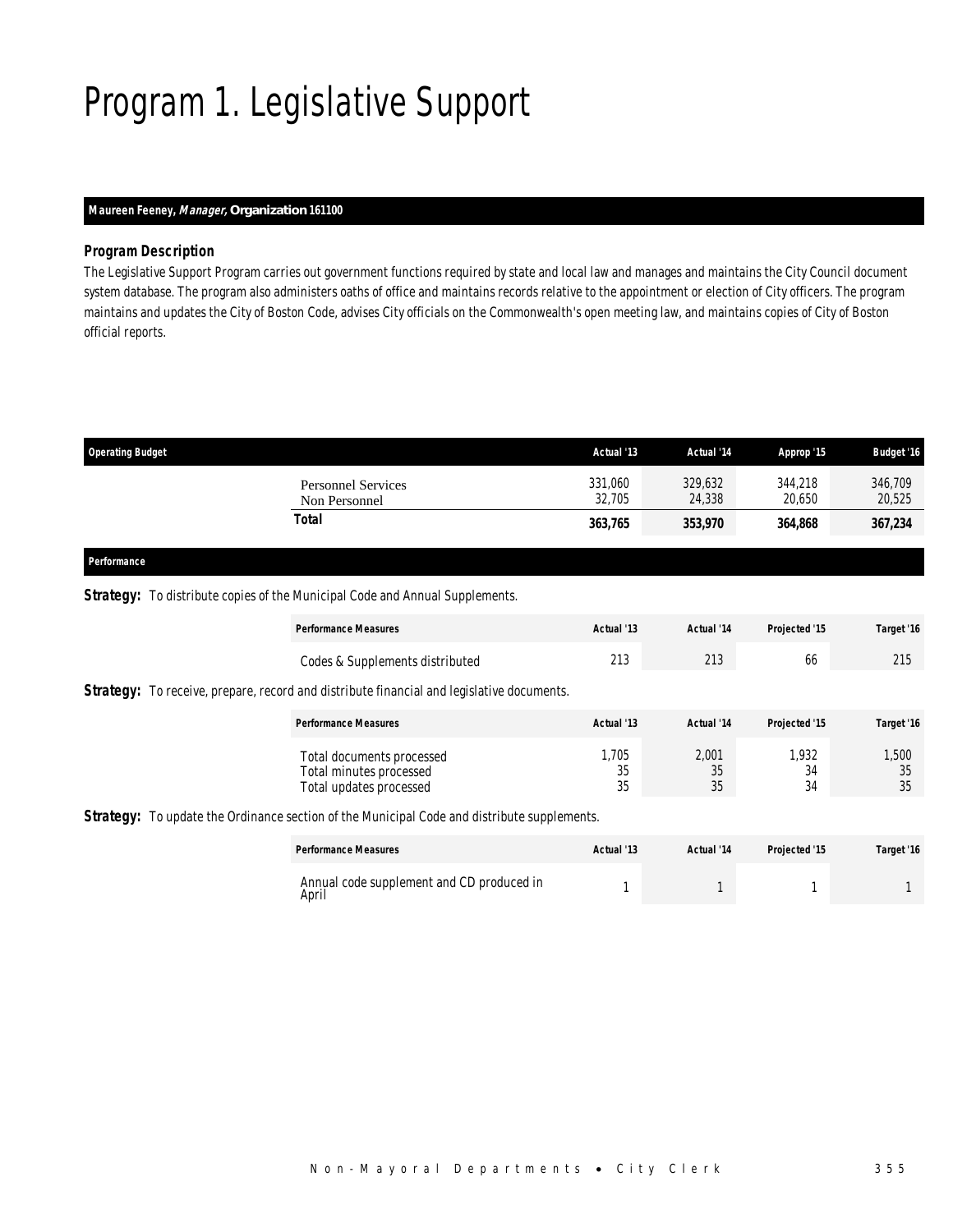# Program 1. Legislative Support

**Maureen Feeney, *Manager*, Organization 161100**

### *Program Description*

*The Legislative Support Program carries out government functions required by state and local law and manages and maintains the City Council document system database. The program also administers oaths of office and maintains records relative to the appointment or election of City officers. The program maintains and updates the City of Boston Code, advises City officials on the Commonwealth's open meeting law, and maintains copies of City of Boston official reports.*

| Operating Budget | Actual '13 | Actual '14 | Approp '15 | Budget '16 |
|---|---|---|---|---|
| Personnel Services | 331,060 | 329,632 | 344,218 | 346,709 |
| Non Personnel | 32,705 | 24,338 | 20,650 | 20,525 |
| **Total** | **363,765** | **353,970** | **364,868** | **367,234** |

## Performance

**Strategy:** To distribute copies of the Municipal Code and Annual Supplements.

| Performance Measures | Actual '13 | Actual '14 | Projected '15 | Target '16 |
|---|---|---|---|---|
| Codes & Supplements distributed | 213 | 213 | 66 | 215 |

**Strategy:** To receive, prepare, record and distribute financial and legislative documents.

| Performance Measures | Actual '13 | Actual '14 | Projected '15 | Target '16 |
|---|---|---|---|---|
| Total documents processed | 1,705 | 2,001 | 1,932 | 1,500 |
| Total minutes processed | 35 | 35 | 34 | 35 |
| Total updates processed | 35 | 35 | 34 | 35 |

**Strategy:** To update the Ordinance section of the Municipal Code and distribute supplements.

| Performance Measures | Actual '13 | Actual '14 | Projected '15 | Target '16 |
|---|---|---|---|---|
| Annual code supplement and CD produced in April | 1 | 1 | 1 | 1 |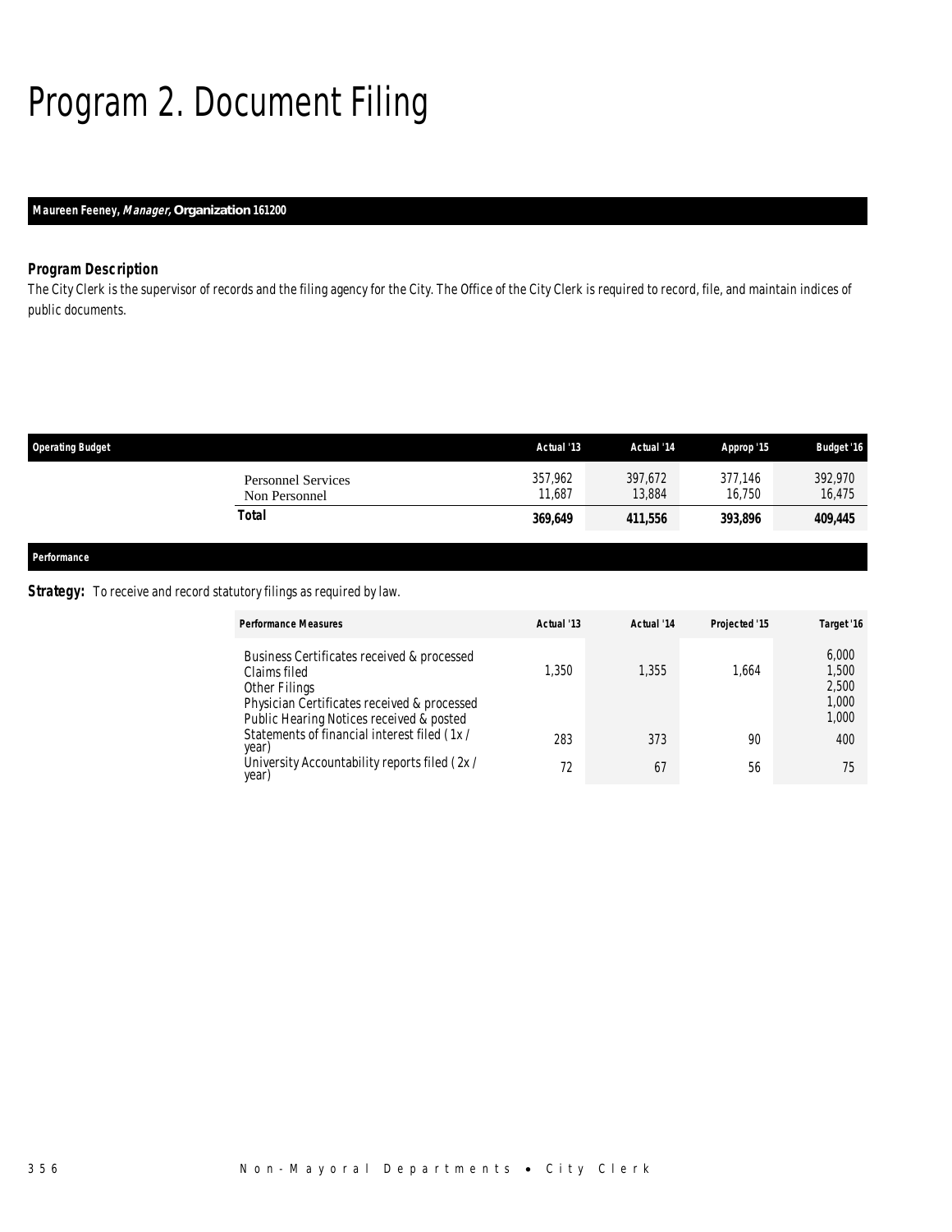# Program 2. Document Filing

**Maureen Feeney, *Manager,* Organization 161200**

### *Program Description*

*The City Clerk is the supervisor of records and the filing agency for the City. The Office of the City Clerk is required to record, file, and maintain indices of public documents.*

| Operating Budget | Actual '13 | Actual '14 | Approp '15 | Budget '16 |
|---|---|---|---|---|
| Personnel Services | 357,962 | 397,672 | 377,146 | 392,970 |
| Non Personnel | 11,687 | 13,884 | 16,750 | 16,475 |
| **Total** | **369,649** | **411,556** | **393,896** | **409,445** |

### Performance

***Strategy:*** To receive and record statutory filings as required by law.

| Performance Measures | Actual '13 | Actual '14 | Projected '15 | Target '16 |
|---|---|---|---|---|
| Business Certificates received & processed | | | | 6,000 |
| Claims filed | 1,350 | 1,355 | 1,664 | 1,500 |
| Other Filings | | | | 2,500 |
| Physician Certificates received & processed | | | | 1,000 |
| Public Hearing Notices received & posted | | | | 1,000 |
| Statements of financial interest filed (1x / year) | 283 | 373 | 90 | 400 |
| University Accountability reports filed (2x / year) | 72 | 67 | 56 | 75 |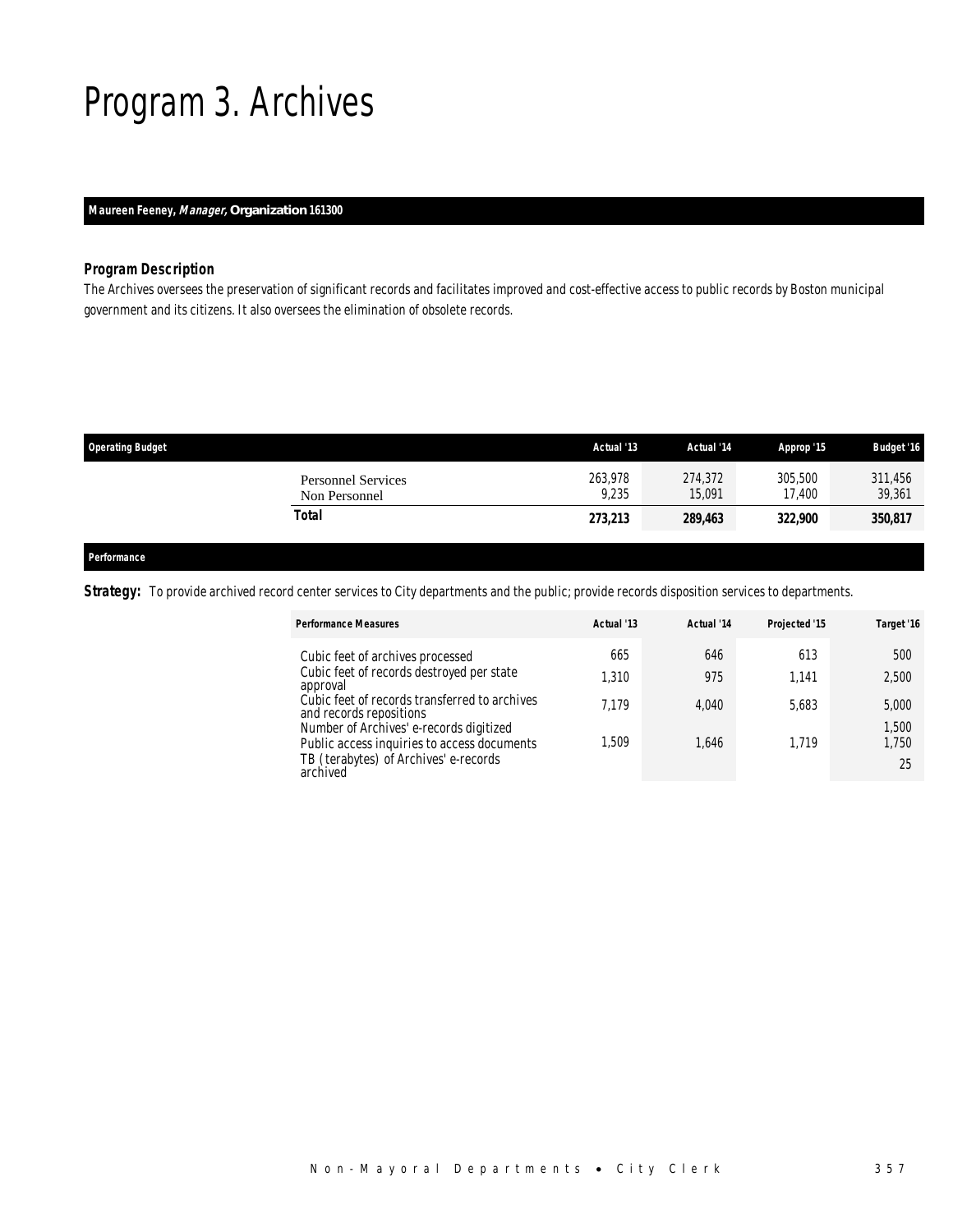# Program 3. Archives

**Maureen Feeney, *Manager,* Organization 161300**

### *Program Description*

The Archives oversees the preservation of significant records and facilitates improved and cost-effective access to public records by Boston municipal government and its citizens. It also oversees the elimination of obsolete records.

| Operating Budget | Actual '13 | Actual '14 | Approp '15 | Budget '16 |
|---|---|---|---|---|
| Personnel Services | 263,978 | 274,372 | 305,500 | 311,456 |
| Non Personnel | 9,235 | 15,091 | 17,400 | 39,361 |
| **Total** | **273,213** | **289,463** | **322,900** | **350,817** |

### *Performance*

***Strategy:*** To provide archived record center services to City departments and the public; provide records disposition services to departments.

| Performance Measures | Actual '13 | Actual '14 | Projected '15 | Target '16 |
|---|---|---|---|---|
| Cubic feet of archives processed | 665 | 646 | 613 | 500 |
| Cubic feet of records destroyed per state approval | 1,310 | 975 | 1,141 | 2,500 |
| Cubic feet of records transferred to archives and records repositions | 7,179 | 4,040 | 5,683 | 5,000 |
| Number of Archives' e-records digitized | | | | 1,500 |
| Public access inquiries to access documents | 1,509 | 1,646 | 1,719 | 1,750 |
| TB (terabytes) of Archives' e-records archived | | | | 25 |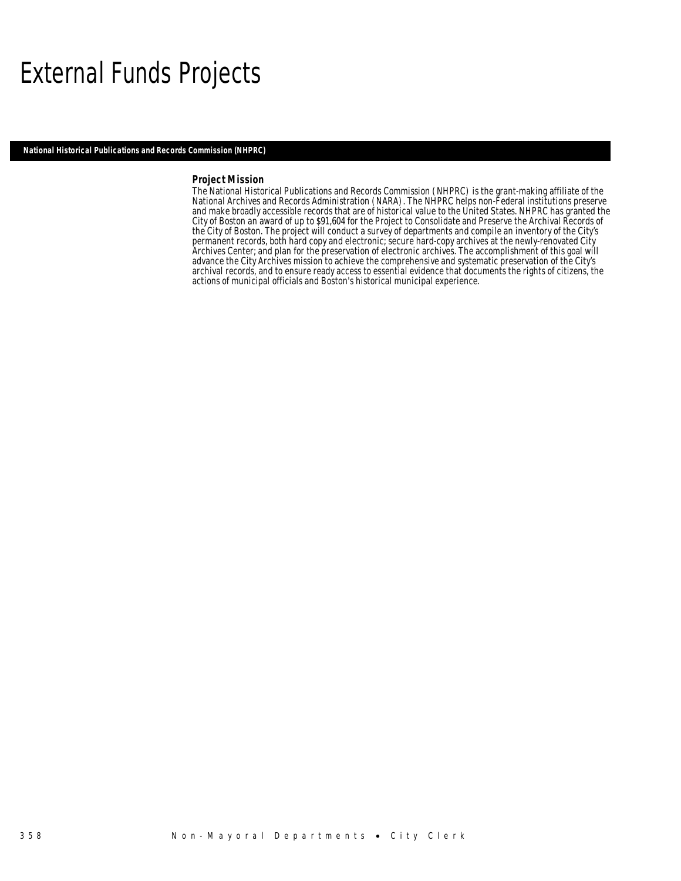# External Funds Projects

## National Historical Publications and Records Commission (NHPRC)

### Project Mission

The National Historical Publications and Records Commission (NHPRC) is the grant-making affiliate of the National Archives and Records Administration (NARA). The NHPRC helps non-Federal institutions preserve and make broadly accessible records that are of historical value to the United States. NHPRC has granted the City of Boston an award of up to $91,604 for the Project to Consolidate and Preserve the Archival Records of the City of Boston. The project will conduct a survey of departments and compile an inventory of the City's permanent records, both hard copy and electronic; secure hard-copy archives at the newly-renovated City Archives Center; and plan for the preservation of electronic archives. The accomplishment of this goal will advance the City Archives mission to achieve the comprehensive and systematic preservation of the City's archival records, and to ensure ready access to essential evidence that documents the rights of citizens, the actions of municipal officials and Boston's historical municipal experience.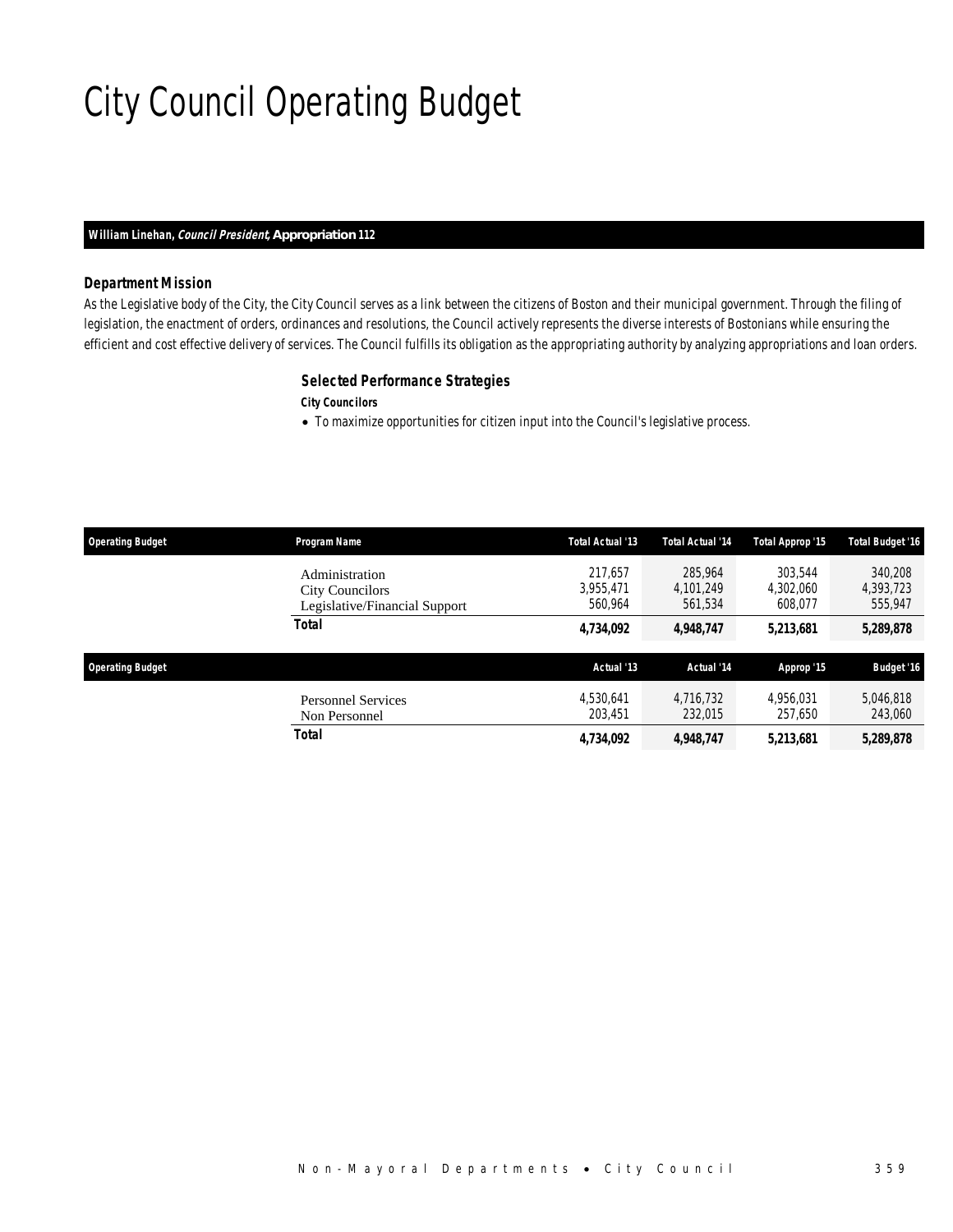# City Council Operating Budget

**William Linehan, *Council President*, Appropriation 112**

### Department Mission

As the Legislative body of the City, the City Council serves as a link between the citizens of Boston and their municipal government. Through the filing of legislation, the enactment of orders, ordinances and resolutions, the Council actively represents the diverse interests of Bostonians while ensuring the efficient and cost effective delivery of services. The Council fulfills its obligation as the appropriating authority by analyzing appropriations and loan orders.

### Selected Performance Strategies

**City Councilors**

- To maximize opportunities for citizen input into the Council's legislative process.

| Operating Budget | Program Name | Total Actual '13 | Total Actual '14 | Total Approp '15 | Total Budget '16 |
|---|---|---|---|---|---|
| | Administration | 217,657 | 285,964 | 303,544 | 340,208 |
| | City Councilors | 3,955,471 | 4,101,249 | 4,302,060 | 4,393,723 |
| | Legislative/Financial Support | 560,964 | 561,534 | 608,077 | 555,947 |
| | **Total** | **4,734,092** | **4,948,747** | **5,213,681** | **5,289,878** |

| Operating Budget | | Actual '13 | Actual '14 | Approp '15 | Budget '16 |
|---|---|---|---|---|---|
| | Personnel Services | 4,530,641 | 4,716,732 | 4,956,031 | 5,046,818 |
| | Non Personnel | 203,451 | 232,015 | 257,650 | 243,060 |
| | **Total** | **4,734,092** | **4,948,747** | **5,213,681** | **5,289,878** |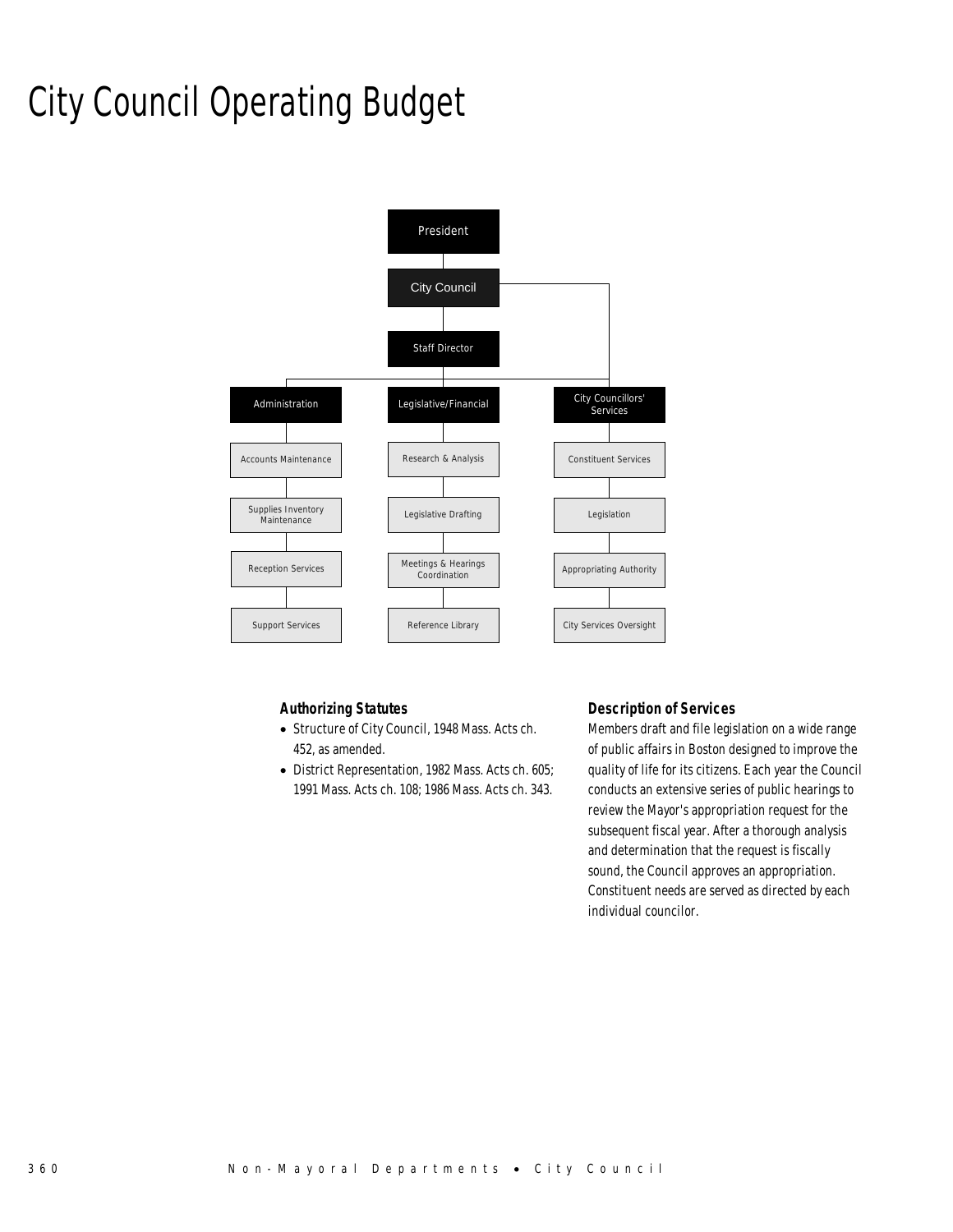# City Council Operating Budget

- President
  - City Council
    - Staff Director
      - Administration
        - Accounts Maintenance
        - Supplies Inventory Maintenance
        - Reception Services
        - Support Services
      - Legislative/Financial
        - Research & Analysis
        - Legislative Drafting
        - Meetings & Hearings Coordination
        - Reference Library
    - City Councillors' Services
      - Constituent Services
      - Legislation
      - Appropriating Authority
      - City Services Oversight

### Authorizing Statutes

- Structure of City Council, 1948 Mass. Acts ch. 452, as amended.
- District Representation, 1982 Mass. Acts ch. 605; 1991 Mass. Acts ch. 108; 1986 Mass. Acts ch. 343.

### Description of Services

Members draft and file legislation on a wide range of public affairs in Boston designed to improve the quality of life for its citizens. Each year the Council conducts an extensive series of public hearings to review the Mayor's appropriation request for the subsequent fiscal year. After a thorough analysis and determination that the request is fiscally sound, the Council approves an appropriation. Constituent needs are served as directed by each individual councilor.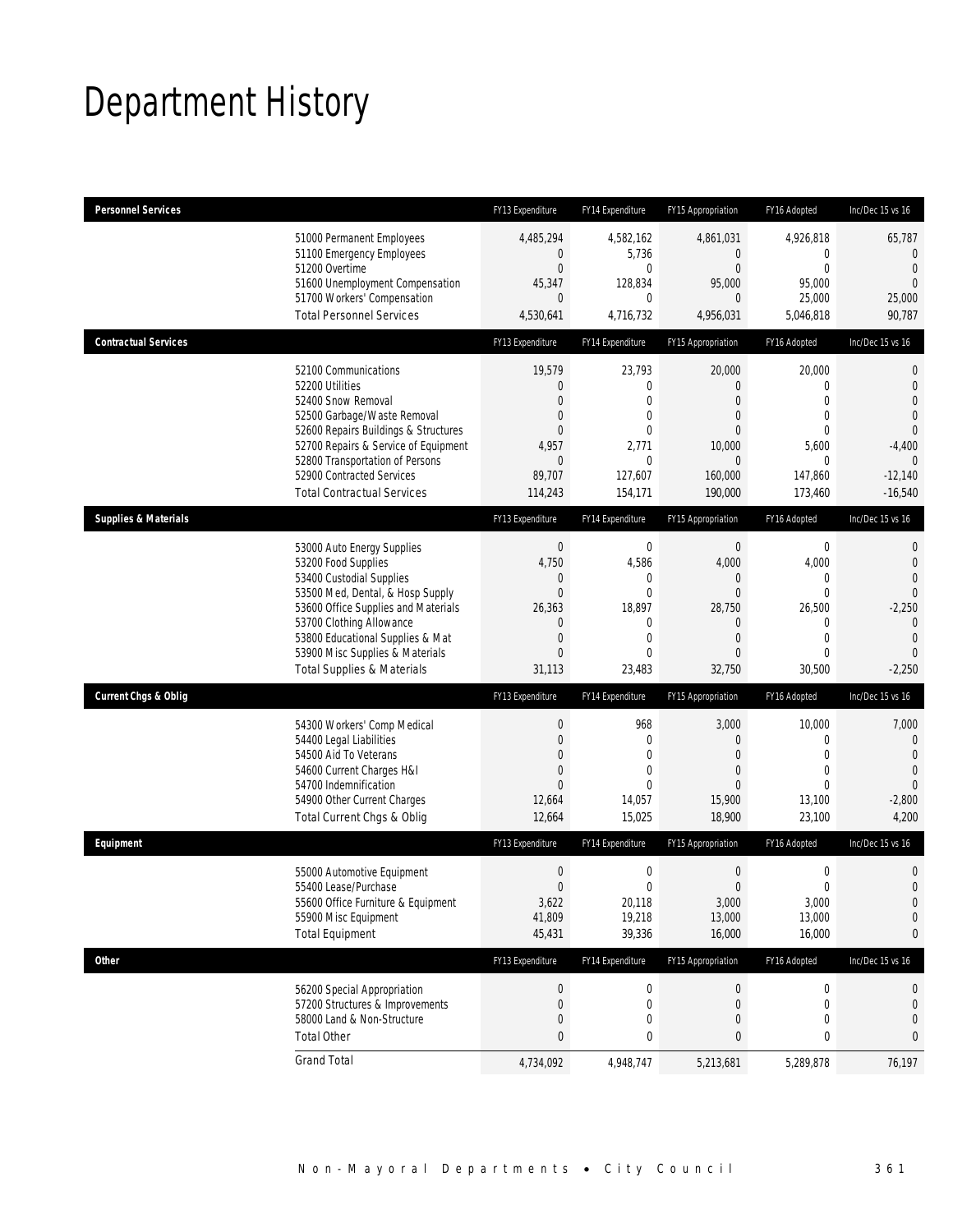# Department History

| Personnel Services | FY13 Expenditure | FY14 Expenditure | FY15 Appropriation | FY16 Adopted | Inc/Dec 15 vs 16 |
|---|---|---|---|---|---|
| 51000 Permanent Employees | 4,485,294 | 4,582,162 | 4,861,031 | 4,926,818 | 65,787 |
| 51100 Emergency Employees | 0 | 5,736 | 0 | 0 | 0 |
| 51200 Overtime | 0 | 0 | 0 | 0 | 0 |
| 51600 Unemployment Compensation | 45,347 | 128,834 | 95,000 | 95,000 | 0 |
| 51700 Workers' Compensation | 0 | 0 | 0 | 25,000 | 25,000 |
| Total Personnel Services | 4,530,641 | 4,716,732 | 4,956,031 | 5,046,818 | 90,787 |

| Contractual Services | FY13 Expenditure | FY14 Expenditure | FY15 Appropriation | FY16 Adopted | Inc/Dec 15 vs 16 |
|---|---|---|---|---|---|
| 52100 Communications | 19,579 | 23,793 | 20,000 | 20,000 | 0 |
| 52200 Utilities | 0 | 0 | 0 | 0 | 0 |
| 52400 Snow Removal | 0 | 0 | 0 | 0 | 0 |
| 52500 Garbage/Waste Removal | 0 | 0 | 0 | 0 | 0 |
| 52600 Repairs Buildings & Structures | 0 | 0 | 0 | 0 | 0 |
| 52700 Repairs & Service of Equipment | 4,957 | 2,771 | 10,000 | 5,600 | -4,400 |
| 52800 Transportation of Persons | 0 | 0 | 0 | 0 | 0 |
| 52900 Contracted Services | 89,707 | 127,607 | 160,000 | 147,860 | -12,140 |
| Total Contractual Services | 114,243 | 154,171 | 190,000 | 173,460 | -16,540 |

| Supplies & Materials | FY13 Expenditure | FY14 Expenditure | FY15 Appropriation | FY16 Adopted | Inc/Dec 15 vs 16 |
|---|---|---|---|---|---|
| 53000 Auto Energy Supplies | 0 | 0 | 0 | 0 | 0 |
| 53200 Food Supplies | 4,750 | 4,586 | 4,000 | 4,000 | 0 |
| 53400 Custodial Supplies | 0 | 0 | 0 | 0 | 0 |
| 53500 Med, Dental, & Hosp Supply | 0 | 0 | 0 | 0 | 0 |
| 53600 Office Supplies and Materials | 26,363 | 18,897 | 28,750 | 26,500 | -2,250 |
| 53700 Clothing Allowance | 0 | 0 | 0 | 0 | 0 |
| 53800 Educational Supplies & Mat | 0 | 0 | 0 | 0 | 0 |
| 53900 Misc Supplies & Materials | 0 | 0 | 0 | 0 | 0 |
| Total Supplies & Materials | 31,113 | 23,483 | 32,750 | 30,500 | -2,250 |

| Current Chgs & Oblig | FY13 Expenditure | FY14 Expenditure | FY15 Appropriation | FY16 Adopted | Inc/Dec 15 vs 16 |
|---|---|---|---|---|---|
| 54300 Workers' Comp Medical | 0 | 968 | 3,000 | 10,000 | 7,000 |
| 54400 Legal Liabilities | 0 | 0 | 0 | 0 | 0 |
| 54500 Aid To Veterans | 0 | 0 | 0 | 0 | 0 |
| 54600 Current Charges H&I | 0 | 0 | 0 | 0 | 0 |
| 54700 Indemnification | 0 | 0 | 0 | 0 | 0 |
| 54900 Other Current Charges | 12,664 | 14,057 | 15,900 | 13,100 | -2,800 |
| Total Current Chgs & Oblig | 12,664 | 15,025 | 18,900 | 23,100 | 4,200 |

| Equipment | FY13 Expenditure | FY14 Expenditure | FY15 Appropriation | FY16 Adopted | Inc/Dec 15 vs 16 |
|---|---|---|---|---|---|
| 55000 Automotive Equipment | 0 | 0 | 0 | 0 | 0 |
| 55400 Lease/Purchase | 0 | 0 | 0 | 0 | 0 |
| 55600 Office Furniture & Equipment | 3,622 | 20,118 | 3,000 | 3,000 | 0 |
| 55900 Misc Equipment | 41,809 | 19,218 | 13,000 | 13,000 | 0 |
| Total Equipment | 45,431 | 39,336 | 16,000 | 16,000 | 0 |

| Other | FY13 Expenditure | FY14 Expenditure | FY15 Appropriation | FY16 Adopted | Inc/Dec 15 vs 16 |
|---|---|---|---|---|---|
| 56200 Special Appropriation | 0 | 0 | 0 | 0 | 0 |
| 57200 Structures & Improvements | 0 | 0 | 0 | 0 | 0 |
| 58000 Land & Non-Structure | 0 | 0 | 0 | 0 | 0 |
| Total Other | 0 | 0 | 0 | 0 | 0 |
| Grand Total | 4,734,092 | 4,948,747 | 5,213,681 | 5,289,878 | 76,197 |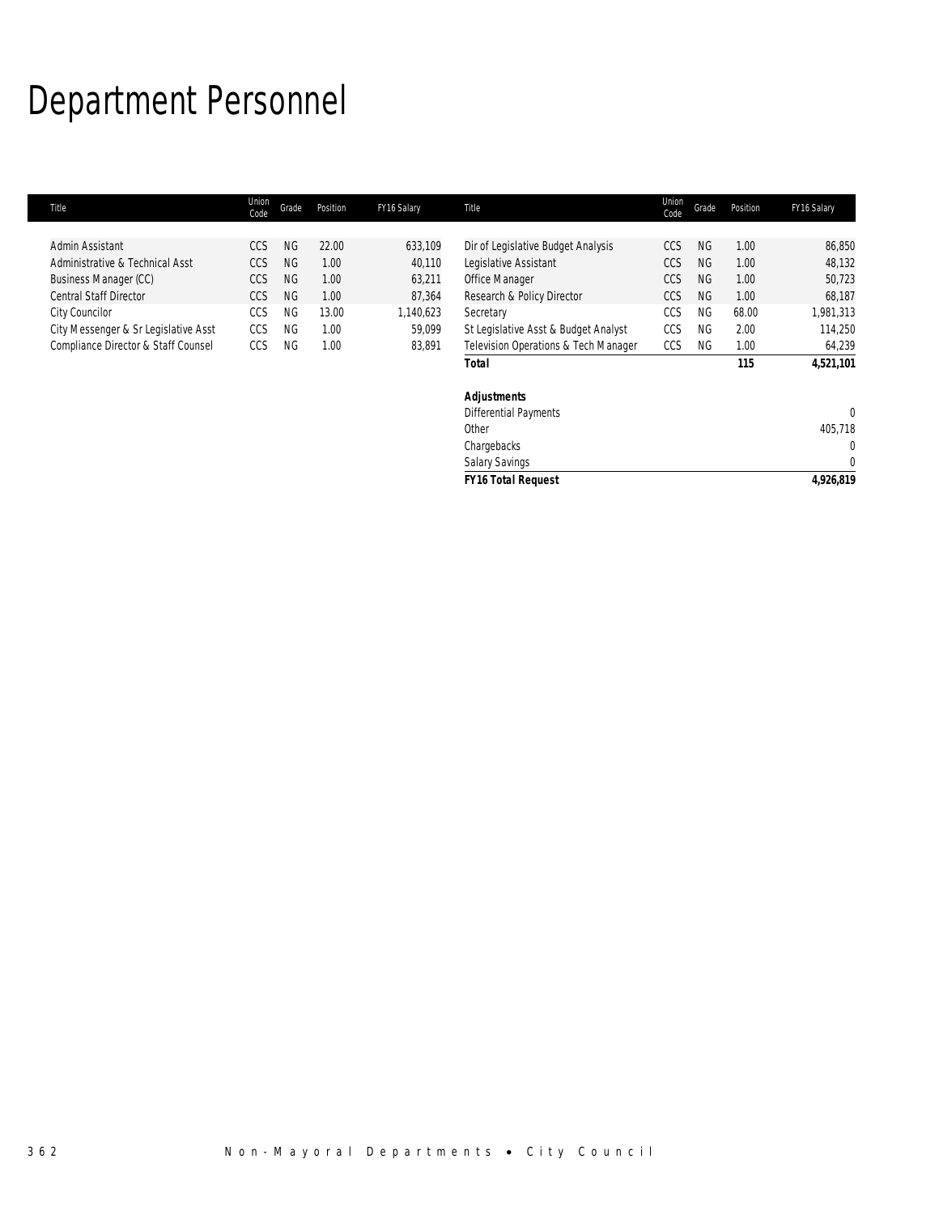# Department Personnel

| Title | Union Code | Grade | Position | FY16 Salary |
|---|---|---|---|---|
| Admin Assistant | CCS | NG | 22.00 | 633,109 |
| Administrative & Technical Asst | CCS | NG | 1.00 | 40,110 |
| Business Manager (CC) | CCS | NG | 1.00 | 63,211 |
| Central Staff Director | CCS | NG | 1.00 | 87,364 |
| City Councilor | CCS | NG | 13.00 | 1,140,623 |
| City Messenger & Sr Legislative Asst | CCS | NG | 1.00 | 59,099 |
| Compliance Director & Staff Counsel | CCS | NG | 1.00 | 83,891 |
| Dir of Legislative Budget Analysis | CCS | NG | 1.00 | 86,850 |
| Legislative Assistant | CCS | NG | 1.00 | 48,132 |
| Office Manager | CCS | NG | 1.00 | 50,723 |
| Research & Policy Director | CCS | NG | 1.00 | 68,187 |
| Secretary | CCS | NG | 68.00 | 1,981,313 |
| St Legislative Asst & Budget Analyst | CCS | NG | 2.00 | 114,250 |
| Television Operations & Tech Manager | CCS | NG | 1.00 | 64,239 |
| ***Total*** | | | **115** | **4,521,101** |
| | | | | |
| ***Adjustments*** | | | | |
| Differential Payments | | | | 0 |
| Other | | | | 405,718 |
| Chargebacks | | | | 0 |
| Salary Savings | | | | 0 |
| ***FY16 Total Request*** | | | | **4,926,819** |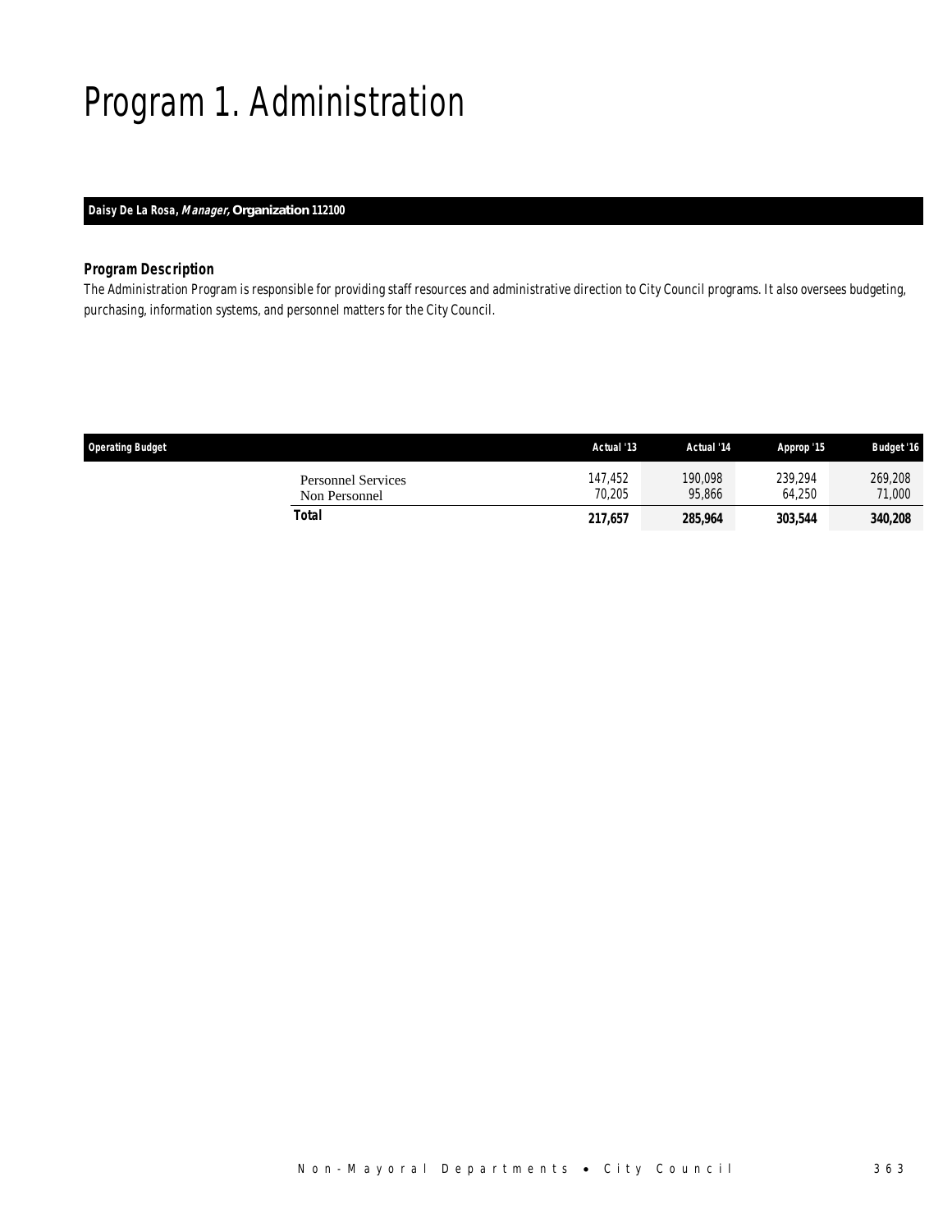# Program 1. Administration

**Daisy De La Rosa, *Manager*, Organization 112100**

### Program Description

*The Administration Program is responsible for providing staff resources and administrative direction to City Council programs. It also oversees budgeting, purchasing, information systems, and personnel matters for the City Council.*

| Operating Budget | Actual '13 | Actual '14 | Approp '15 | Budget '16 |
|---|---|---|---|---|
| Personnel Services | 147,452 | 190,098 | 239,294 | 269,208 |
| Non Personnel | 70,205 | 95,866 | 64,250 | 71,000 |
| **Total** | **217,657** | **285,964** | **303,544** | **340,208** |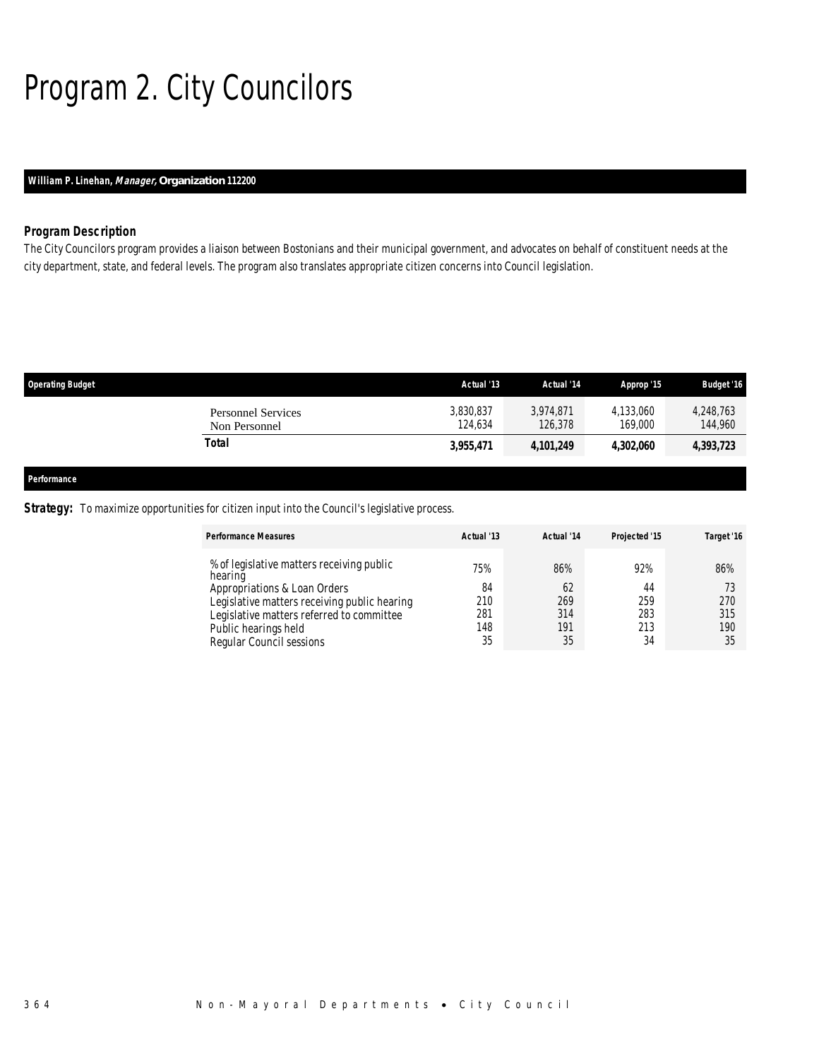# Program 2. City Councilors

**William P. Linehan, *Manager,* Organization 112200**

### *Program Description*

The City Councilors program provides a liaison between Bostonians and their municipal government, and advocates on behalf of constituent needs at the city department, state, and federal levels. The program also translates appropriate citizen concerns into Council legislation.

| Operating Budget | Actual '13 | Actual '14 | Approp '15 | Budget '16 |
|---|---|---|---|---|
| Personnel Services | 3,830,837 | 3,974,871 | 4,133,060 | 4,248,763 |
| Non Personnel | 124,634 | 126,378 | 169,000 | 144,960 |
| **Total** | **3,955,471** | **4,101,249** | **4,302,060** | **4,393,723** |

### Performance

**Strategy:** To maximize opportunities for citizen input into the Council's legislative process.

| Performance Measures | Actual '13 | Actual '14 | Projected '15 | Target '16 |
|---|---|---|---|---|
| % of legislative matters receiving public hearing | 75% | 86% | 92% | 86% |
| Appropriations & Loan Orders | 84 | 62 | 44 | 73 |
| Legislative matters receiving public hearing | 210 | 269 | 259 | 270 |
| Legislative matters referred to committee | 281 | 314 | 283 | 315 |
| Public hearings held | 148 | 191 | 213 | 190 |
| Regular Council sessions | 35 | 35 | 34 | 35 |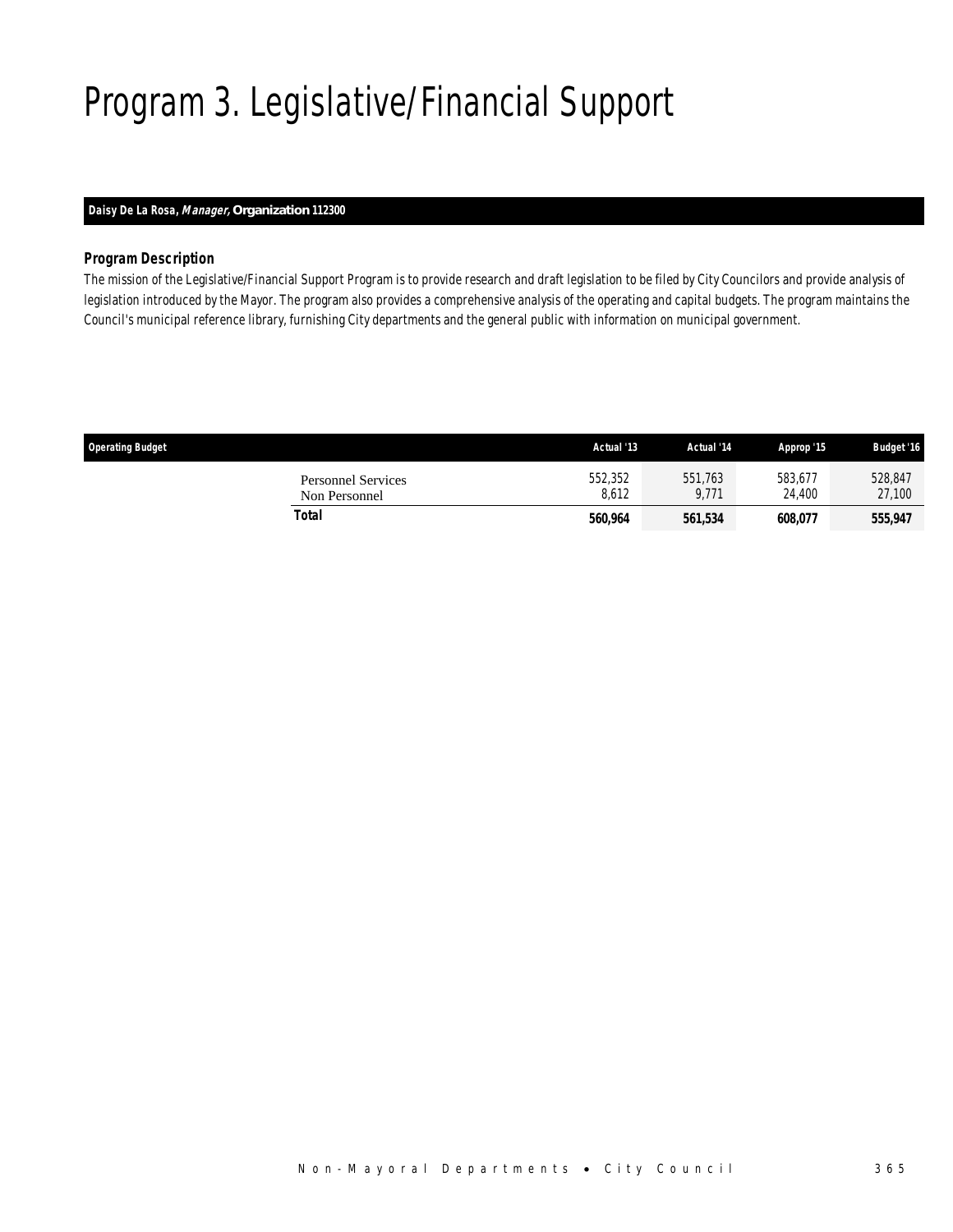# Program 3. Legislative/Financial Support

**Daisy De La Rosa, *Manager*, Organization 112300**

### *Program Description*

The mission of the Legislative/Financial Support Program is to provide research and draft legislation to be filed by City Councilors and provide analysis of legislation introduced by the Mayor. The program also provides a comprehensive analysis of the operating and capital budgets. The program maintains the Council's municipal reference library, furnishing City departments and the general public with information on municipal government.

| Operating Budget | Actual '13 | Actual '14 | Approp '15 | Budget '16 |
|---|---|---|---|---|
| Personnel Services | 552,352 | 551,763 | 583,677 | 528,847 |
| Non Personnel | 8,612 | 9,771 | 24,400 | 27,100 |
| **Total** | **560,964** | **561,534** | **608,077** | **555,947** |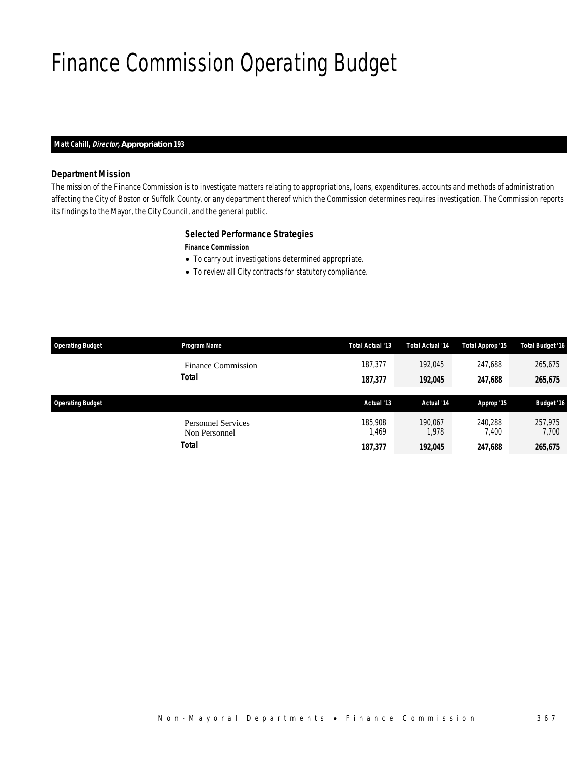# Finance Commission Operating Budget

**Matt Cahill, *Director,* Appropriation 193**

### *Department Mission*

*The mission of the Finance Commission is to investigate matters relating to appropriations, loans, expenditures, accounts and methods of administration affecting the City of Boston or Suffolk County, or any department thereof which the Commission determines requires investigation. The Commission reports its findings to the Mayor, the City Council, and the general public.*

### *Selected Performance Strategies*

***Finance Commission***

- *To carry out investigations determined appropriate.*
- *To review all City contracts for statutory compliance.*

| Operating Budget | Program Name | Total Actual '13 | Total Actual '14 | Total Approp '15 | Total Budget '16 |
|---|---|---|---|---|---|
| | Finance Commission | 187,377 | 192,045 | 247,688 | 265,675 |
| | **Total** | **187,377** | **192,045** | **247,688** | **265,675** |

| Operating Budget | | Actual '13 | Actual '14 | Approp '15 | Budget '16 |
|---|---|---|---|---|---|
| | Personnel Services | 185,908 | 190,067 | 240,288 | 257,975 |
| | Non Personnel | 1,469 | 1,978 | 7,400 | 7,700 |
| | **Total** | **187,377** | **192,045** | **247,688** | **265,675** |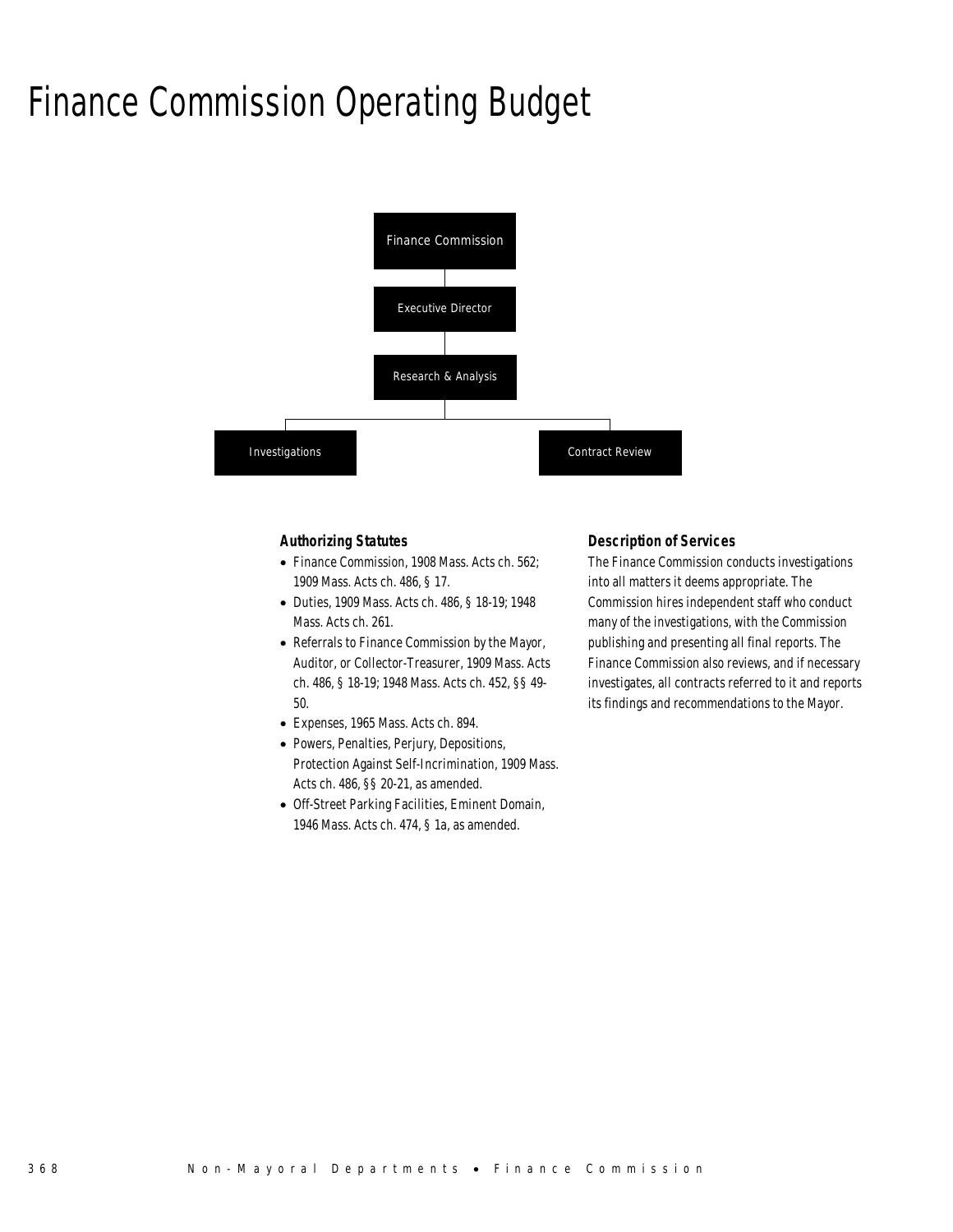# Finance Commission Operating Budget

Finance Commission

Executive Director

Research & Analysis

Investigations

Contract Review

### Authorizing Statutes

- Finance Commission, 1908 Mass. Acts ch. 562; 1909 Mass. Acts ch. 486, § 17.
- Duties, 1909 Mass. Acts ch. 486, § 18-19; 1948 Mass. Acts ch. 261.
- Referrals to Finance Commission by the Mayor, Auditor, or Collector-Treasurer, 1909 Mass. Acts ch. 486, § 18-19; 1948 Mass. Acts ch. 452, §§ 49-50.
- Expenses, 1965 Mass. Acts ch. 894.
- Powers, Penalties, Perjury, Depositions, Protection Against Self-Incrimination, 1909 Mass. Acts ch. 486, §§ 20-21, as amended.
- Off-Street Parking Facilities, Eminent Domain, 1946 Mass. Acts ch. 474, § 1a, as amended.

### Description of Services

The Finance Commission conducts investigations into all matters it deems appropriate. The Commission hires independent staff who conduct many of the investigations, with the Commission publishing and presenting all final reports. The Finance Commission also reviews, and if necessary investigates, all contracts referred to it and reports its findings and recommendations to the Mayor.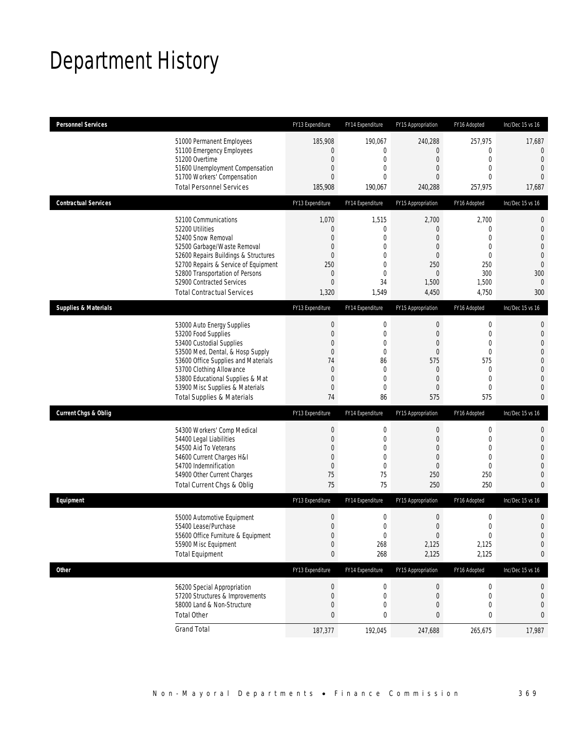# Department History

| Personnel Services | | FY13 Expenditure | FY14 Expenditure | FY15 Appropriation | FY16 Adopted | Inc/Dec 15 vs 16 |
|---|---|---|---|---|---|---|
| | 51000 Permanent Employees | 185,908 | 190,067 | 240,288 | 257,975 | 17,687 |
| | 51100 Emergency Employees | 0 | 0 | 0 | 0 | 0 |
| | 51200 Overtime | 0 | 0 | 0 | 0 | 0 |
| | 51600 Unemployment Compensation | 0 | 0 | 0 | 0 | 0 |
| | 51700 Workers' Compensation | 0 | 0 | 0 | 0 | 0 |
| | Total Personnel Services | 185,908 | 190,067 | 240,288 | 257,975 | 17,687 |
| **Contractual Services** | | FY13 Expenditure | FY14 Expenditure | FY15 Appropriation | FY16 Adopted | Inc/Dec 15 vs 16 |
| | 52100 Communications | 1,070 | 1,515 | 2,700 | 2,700 | 0 |
| | 52200 Utilities | 0 | 0 | 0 | 0 | 0 |
| | 52400 Snow Removal | 0 | 0 | 0 | 0 | 0 |
| | 52500 Garbage/Waste Removal | 0 | 0 | 0 | 0 | 0 |
| | 52600 Repairs Buildings & Structures | 0 | 0 | 0 | 0 | 0 |
| | 52700 Repairs & Service of Equipment | 250 | 0 | 250 | 250 | 0 |
| | 52800 Transportation of Persons | 0 | 0 | 0 | 300 | 300 |
| | 52900 Contracted Services | 0 | 34 | 1,500 | 1,500 | 0 |
| | Total Contractual Services | 1,320 | 1,549 | 4,450 | 4,750 | 300 |
| **Supplies & Materials** | | FY13 Expenditure | FY14 Expenditure | FY15 Appropriation | FY16 Adopted | Inc/Dec 15 vs 16 |
| | 53000 Auto Energy Supplies | 0 | 0 | 0 | 0 | 0 |
| | 53200 Food Supplies | 0 | 0 | 0 | 0 | 0 |
| | 53400 Custodial Supplies | 0 | 0 | 0 | 0 | 0 |
| | 53500 Med, Dental, & Hosp Supply | 0 | 0 | 0 | 0 | 0 |
| | 53600 Office Supplies and Materials | 74 | 86 | 575 | 575 | 0 |
| | 53700 Clothing Allowance | 0 | 0 | 0 | 0 | 0 |
| | 53800 Educational Supplies & Mat | 0 | 0 | 0 | 0 | 0 |
| | 53900 Misc Supplies & Materials | 0 | 0 | 0 | 0 | 0 |
| | Total Supplies & Materials | 74 | 86 | 575 | 575 | 0 |
| **Current Chgs & Oblig** | | FY13 Expenditure | FY14 Expenditure | FY15 Appropriation | FY16 Adopted | Inc/Dec 15 vs 16 |
| | 54300 Workers' Comp Medical | 0 | 0 | 0 | 0 | 0 |
| | 54400 Legal Liabilities | 0 | 0 | 0 | 0 | 0 |
| | 54500 Aid To Veterans | 0 | 0 | 0 | 0 | 0 |
| | 54600 Current Charges H&I | 0 | 0 | 0 | 0 | 0 |
| | 54700 Indemnification | 0 | 0 | 0 | 0 | 0 |
| | 54900 Other Current Charges | 75 | 75 | 250 | 250 | 0 |
| | Total Current Chgs & Oblig | 75 | 75 | 250 | 250 | 0 |
| **Equipment** | | FY13 Expenditure | FY14 Expenditure | FY15 Appropriation | FY16 Adopted | Inc/Dec 15 vs 16 |
| | 55000 Automotive Equipment | 0 | 0 | 0 | 0 | 0 |
| | 55400 Lease/Purchase | 0 | 0 | 0 | 0 | 0 |
| | 55600 Office Furniture & Equipment | 0 | 0 | 0 | 0 | 0 |
| | 55900 Misc Equipment | 0 | 268 | 2,125 | 2,125 | 0 |
| | Total Equipment | 0 | 268 | 2,125 | 2,125 | 0 |
| **Other** | | FY13 Expenditure | FY14 Expenditure | FY15 Appropriation | FY16 Adopted | Inc/Dec 15 vs 16 |
| | 56200 Special Appropriation | 0 | 0 | 0 | 0 | 0 |
| | 57200 Structures & Improvements | 0 | 0 | 0 | 0 | 0 |
| | 58000 Land & Non-Structure | 0 | 0 | 0 | 0 | 0 |
| | Total Other | 0 | 0 | 0 | 0 | 0 |
| | Grand Total | 187,377 | 192,045 | 247,688 | 265,675 | 17,987 |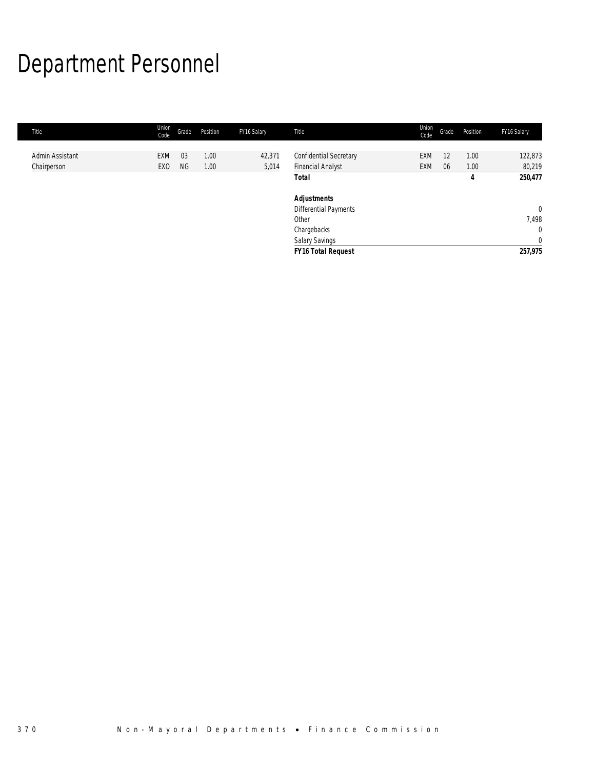# Department Personnel

| Title | Union Code | Grade | Position | FY16 Salary | Title | Union Code | Grade | Position | FY16 Salary |
|---|---|---|---|---|---|---|---|---|---|
| Admin Assistant | EXM | 03 | 1.00 | 42,371 | Confidential Secretary | EXM | 12 | 1.00 | 122,873 |
| Chairperson | EXO | NG | 1.00 | 5,014 | Financial Analyst | EXM | 06 | 1.00 | 80,219 |
| | | | | | **Total** | | | **4** | **250,477** |
| | | | | | | | | | |
| | | | | | ***Adjustments*** | | | | |
| | | | | | Differential Payments | | | | 0 |
| | | | | | Other | | | | 7,498 |
| | | | | | Chargebacks | | | | 0 |
| | | | | | Salary Savings | | | | 0 |
| | | | | | ***FY16 Total Request*** | | | | **257,975** |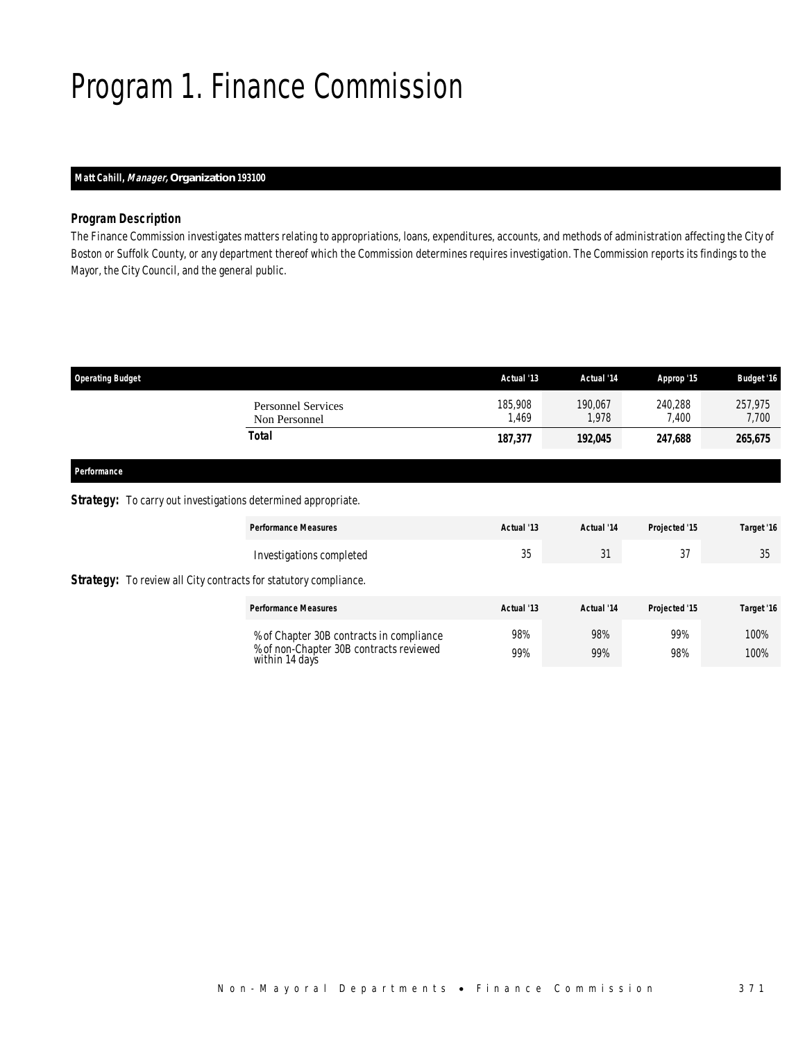# Program 1. Finance Commission

**Matt Cahill, *Manager*, Organization 193100**

### *Program Description*

*The Finance Commission investigates matters relating to appropriations, loans, expenditures, accounts, and methods of administration affecting the City of Boston or Suffolk County, or any department thereof which the Commission determines requires investigation. The Commission reports its findings to the Mayor, the City Council, and the general public.*

| Operating Budget | Actual '13 | Actual '14 | Approp '15 | Budget '16 |
|---|---|---|---|---|
| Personnel Services | 185,908 | 190,067 | 240,288 | 257,975 |
| Non Personnel | 1,469 | 1,978 | 7,400 | 7,700 |
| **Total** | **187,377** | **192,045** | **247,688** | **265,675** |

### Performance

**Strategy:** To carry out investigations determined appropriate.

| Performance Measures | Actual '13 | Actual '14 | Projected '15 | Target '16 |
|---|---|---|---|---|
| Investigations completed | 35 | 31 | 37 | 35 |

**Strategy:** To review all City contracts for statutory compliance.

| Performance Measures | Actual '13 | Actual '14 | Projected '15 | Target '16 |
|---|---|---|---|---|
| % of Chapter 30B contracts in compliance | 98% | 98% | 99% | 100% |
| % of non-Chapter 30B contracts reviewed within 14 days | 99% | 99% | 98% | 100% |